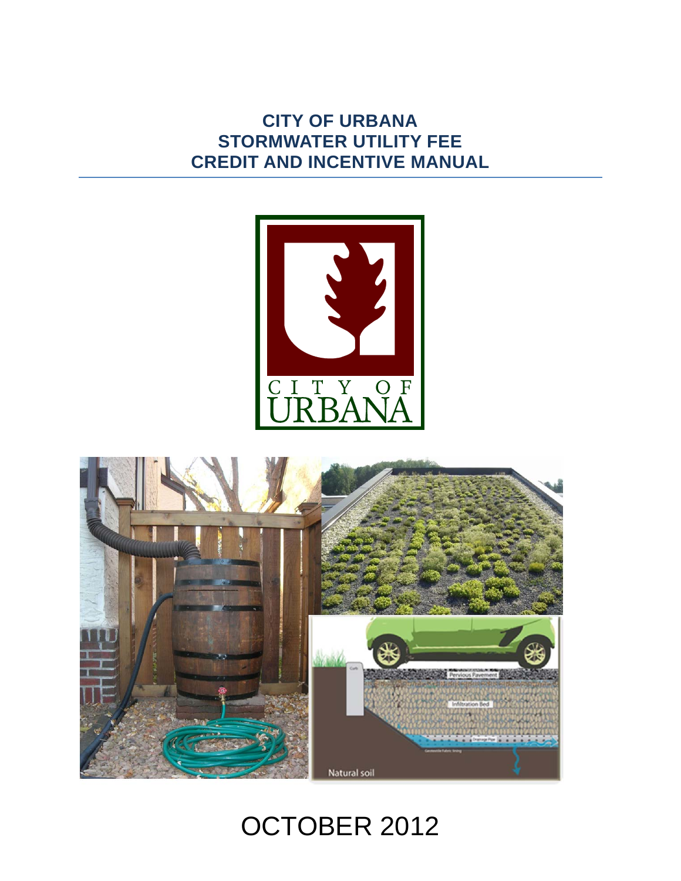# CITY OF URBANA
# STORMWATER UTILITY FEE
# CREDIT AND INCENTIVE MANUAL

OCTOBER 2012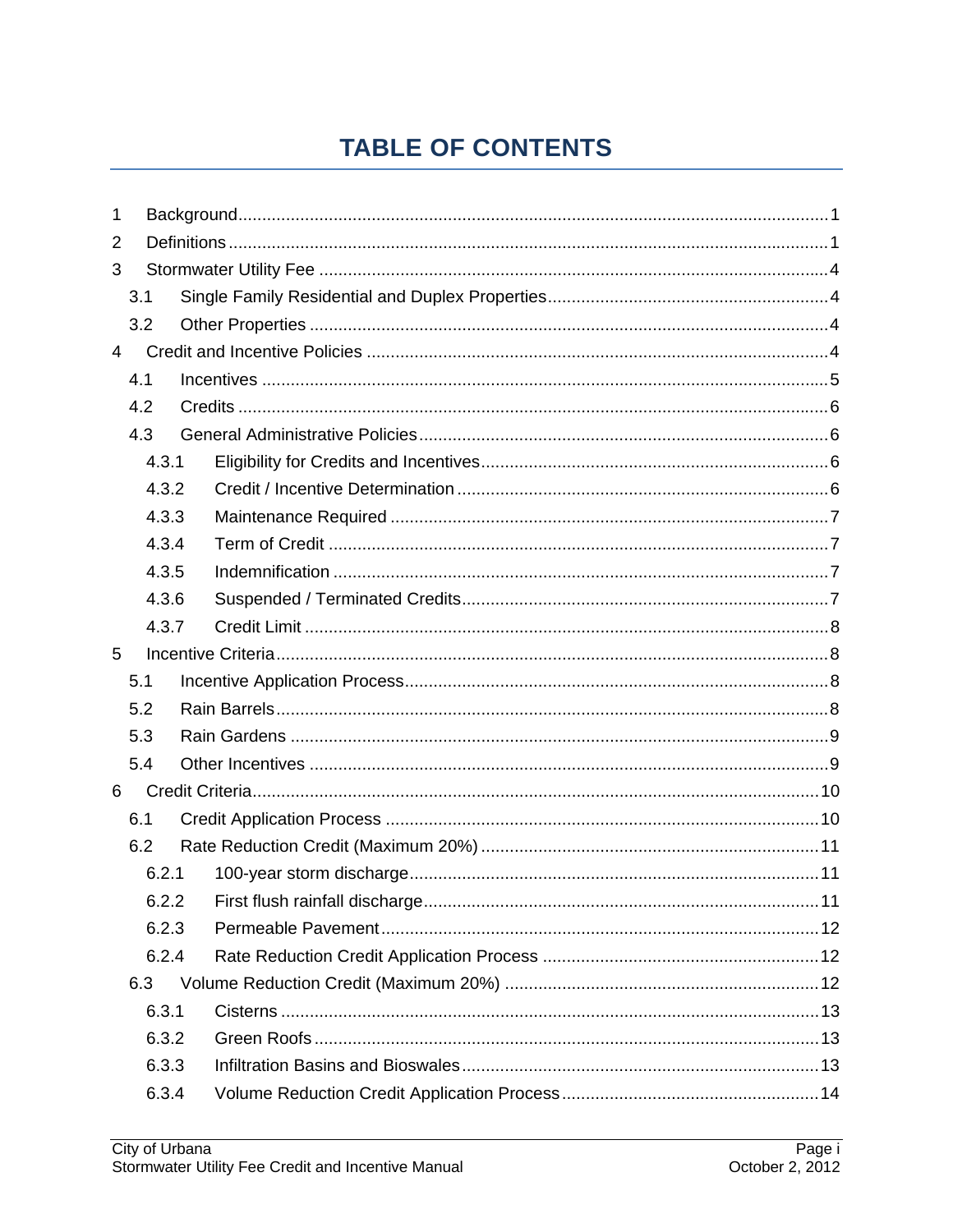# TABLE OF CONTENTS

1 Background ........................................................................................................................ 1
2 Definitions .......................................................................................................................... 1
3 Stormwater Utility Fee ........................................................................................................ 4
  3.1 Single Family Residential and Duplex Properties ....................................................... 4
  3.2 Other Properties ........................................................................................................... 4
4 Credit and Incentive Policies ............................................................................................... 4
  4.1 Incentives ..................................................................................................................... 5
  4.2 Credits .......................................................................................................................... 6
  4.3 General Administrative Policies ................................................................................... 6
    4.3.1 Eligibility for Credits and Incentives ...................................................................... 6
    4.3.2 Credit / Incentive Determination ........................................................................... 6
    4.3.3 Maintenance Required .......................................................................................... 7
    4.3.4 Term of Credit ....................................................................................................... 7
    4.3.5 Indemnification ...................................................................................................... 7
    4.3.6 Suspended / Terminated Credits ........................................................................... 7
    4.3.7 Credit Limit ............................................................................................................ 8
5 Incentive Criteria ................................................................................................................. 8
  5.1 Incentive Application Process ...................................................................................... 8
  5.2 Rain Barrels .................................................................................................................. 8
  5.3 Rain Gardens ............................................................................................................... 9
  5.4 Other Incentives ........................................................................................................... 9
6 Credit Criteria .................................................................................................................... 10
  6.1 Credit Application Process ......................................................................................... 10
  6.2 Rate Reduction Credit (Maximum 20%) ..................................................................... 11
    6.2.1 100-year storm discharge .................................................................................... 11
    6.2.2 First flush rainfall discharge ................................................................................. 11
    6.2.3 Permeable Pavement .......................................................................................... 12
    6.2.4 Rate Reduction Credit Application Process ........................................................ 12
  6.3 Volume Reduction Credit (Maximum 20%) ................................................................ 12
    6.3.1 Cisterns ............................................................................................................... 13
    6.3.2 Green Roofs ........................................................................................................ 13
    6.3.3 Infiltration Basins and Bioswales ......................................................................... 13
    6.3.4 Volume Reduction Credit Application Process .................................................... 14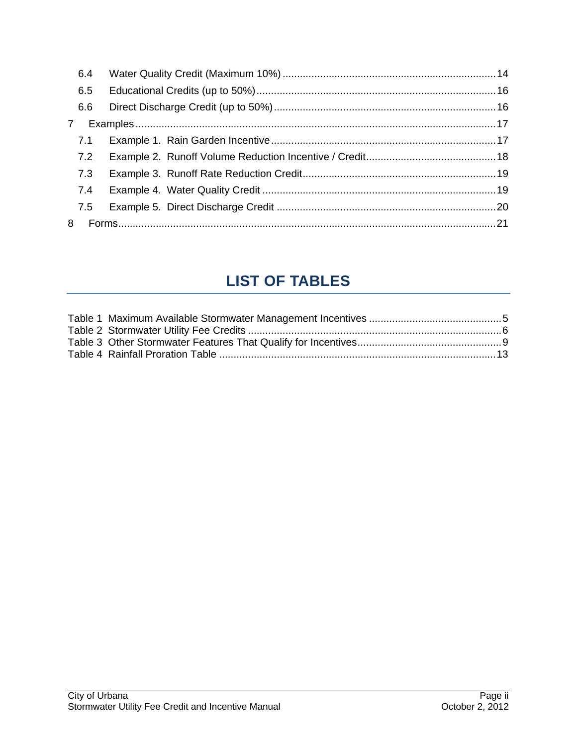6.4 Water Quality Credit (Maximum 10%) ........ 14
6.5 Educational Credits (up to 50%) ........ 16
6.6 Direct Discharge Credit (up to 50%) ........ 16

7 Examples ........ 17

7.1 Example 1. Rain Garden Incentive ........ 17
7.2 Example 2. Runoff Volume Reduction Incentive / Credit ........ 18
7.3 Example 3. Runoff Rate Reduction Credit ........ 19
7.4 Example 4. Water Quality Credit ........ 19
7.5 Example 5. Direct Discharge Credit ........ 20

8 Forms ........ 21

## LIST OF TABLES

Table 1 Maximum Available Stormwater Management Incentives ........ 5
Table 2 Stormwater Utility Fee Credits ........ 6
Table 3 Other Stormwater Features That Qualify for Incentives ........ 9
Table 4 Rainfall Proration Table ........ 13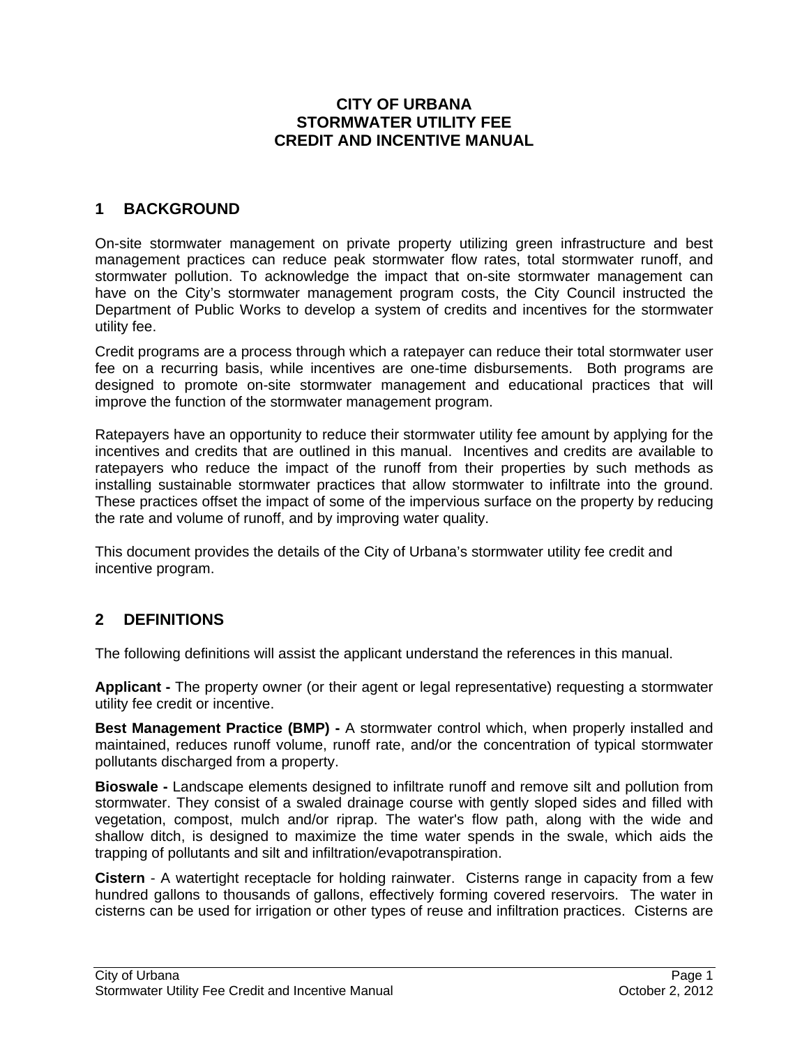# CITY OF URBANA
# STORMWATER UTILITY FEE
# CREDIT AND INCENTIVE MANUAL

## 1 BACKGROUND

On-site stormwater management on private property utilizing green infrastructure and best management practices can reduce peak stormwater flow rates, total stormwater runoff, and stormwater pollution. To acknowledge the impact that on-site stormwater management can have on the City's stormwater management program costs, the City Council instructed the Department of Public Works to develop a system of credits and incentives for the stormwater utility fee.

Credit programs are a process through which a ratepayer can reduce their total stormwater user fee on a recurring basis, while incentives are one-time disbursements. Both programs are designed to promote on-site stormwater management and educational practices that will improve the function of the stormwater management program.

Ratepayers have an opportunity to reduce their stormwater utility fee amount by applying for the incentives and credits that are outlined in this manual. Incentives and credits are available to ratepayers who reduce the impact of the runoff from their properties by such methods as installing sustainable stormwater practices that allow stormwater to infiltrate into the ground. These practices offset the impact of some of the impervious surface on the property by reducing the rate and volume of runoff, and by improving water quality.

This document provides the details of the City of Urbana's stormwater utility fee credit and incentive program.

## 2 DEFINITIONS

The following definitions will assist the applicant understand the references in this manual.

**Applicant -** The property owner (or their agent or legal representative) requesting a stormwater utility fee credit or incentive.

**Best Management Practice (BMP) -** A stormwater control which, when properly installed and maintained, reduces runoff volume, runoff rate, and/or the concentration of typical stormwater pollutants discharged from a property.

**Bioswale -** Landscape elements designed to infiltrate runoff and remove silt and pollution from stormwater. They consist of a swaled drainage course with gently sloped sides and filled with vegetation, compost, mulch and/or riprap. The water's flow path, along with the wide and shallow ditch, is designed to maximize the time water spends in the swale, which aids the trapping of pollutants and silt and infiltration/evapotranspiration.

**Cistern** - A watertight receptacle for holding rainwater. Cisterns range in capacity from a few hundred gallons to thousands of gallons, effectively forming covered reservoirs. The water in cisterns can be used for irrigation or other types of reuse and infiltration practices. Cisterns are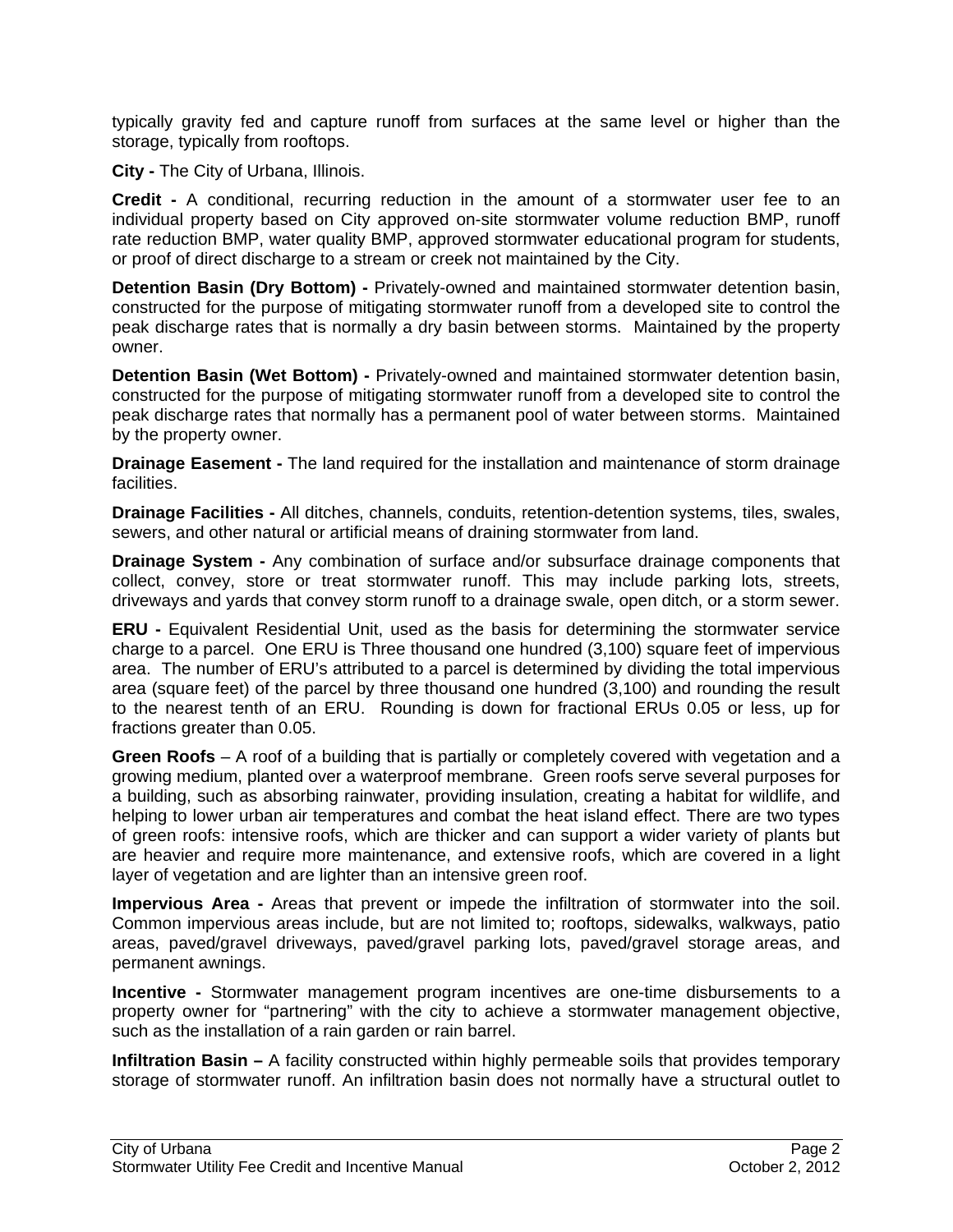typically gravity fed and capture runoff from surfaces at the same level or higher than the storage, typically from rooftops.

**City -** The City of Urbana, Illinois.

**Credit -** A conditional, recurring reduction in the amount of a stormwater user fee to an individual property based on City approved on-site stormwater volume reduction BMP, runoff rate reduction BMP, water quality BMP, approved stormwater educational program for students, or proof of direct discharge to a stream or creek not maintained by the City.

**Detention Basin (Dry Bottom) -** Privately-owned and maintained stormwater detention basin, constructed for the purpose of mitigating stormwater runoff from a developed site to control the peak discharge rates that is normally a dry basin between storms. Maintained by the property owner.

**Detention Basin (Wet Bottom) -** Privately-owned and maintained stormwater detention basin, constructed for the purpose of mitigating stormwater runoff from a developed site to control the peak discharge rates that normally has a permanent pool of water between storms. Maintained by the property owner.

**Drainage Easement -** The land required for the installation and maintenance of storm drainage facilities.

**Drainage Facilities -** All ditches, channels, conduits, retention-detention systems, tiles, swales, sewers, and other natural or artificial means of draining stormwater from land.

**Drainage System -** Any combination of surface and/or subsurface drainage components that collect, convey, store or treat stormwater runoff. This may include parking lots, streets, driveways and yards that convey storm runoff to a drainage swale, open ditch, or a storm sewer.

**ERU -** Equivalent Residential Unit, used as the basis for determining the stormwater service charge to a parcel. One ERU is Three thousand one hundred (3,100) square feet of impervious area. The number of ERU's attributed to a parcel is determined by dividing the total impervious area (square feet) of the parcel by three thousand one hundred (3,100) and rounding the result to the nearest tenth of an ERU. Rounding is down for fractional ERUs 0.05 or less, up for fractions greater than 0.05.

**Green Roofs** – A roof of a building that is partially or completely covered with vegetation and a growing medium, planted over a waterproof membrane. Green roofs serve several purposes for a building, such as absorbing rainwater, providing insulation, creating a habitat for wildlife, and helping to lower urban air temperatures and combat the heat island effect. There are two types of green roofs: intensive roofs, which are thicker and can support a wider variety of plants but are heavier and require more maintenance, and extensive roofs, which are covered in a light layer of vegetation and are lighter than an intensive green roof.

**Impervious Area -** Areas that prevent or impede the infiltration of stormwater into the soil. Common impervious areas include, but are not limited to; rooftops, sidewalks, walkways, patio areas, paved/gravel driveways, paved/gravel parking lots, paved/gravel storage areas, and permanent awnings.

**Incentive -** Stormwater management program incentives are one-time disbursements to a property owner for "partnering" with the city to achieve a stormwater management objective, such as the installation of a rain garden or rain barrel.

**Infiltration Basin –** A facility constructed within highly permeable soils that provides temporary storage of stormwater runoff. An infiltration basin does not normally have a structural outlet to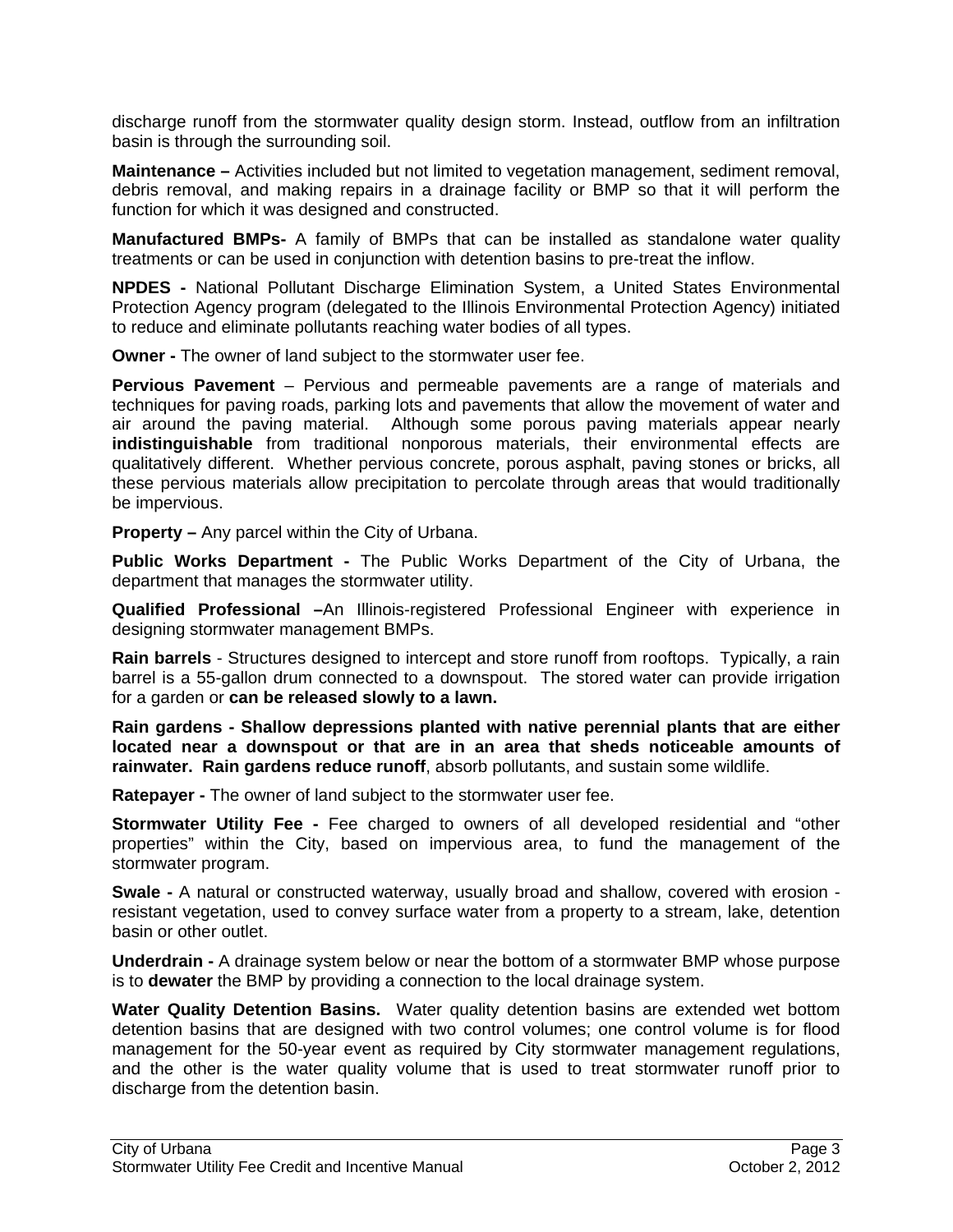discharge runoff from the stormwater quality design storm. Instead, outflow from an infiltration basin is through the surrounding soil.

**Maintenance –** Activities included but not limited to vegetation management, sediment removal, debris removal, and making repairs in a drainage facility or BMP so that it will perform the function for which it was designed and constructed.

**Manufactured BMPs-** A family of BMPs that can be installed as standalone water quality treatments or can be used in conjunction with detention basins to pre-treat the inflow.

**NPDES -** National Pollutant Discharge Elimination System, a United States Environmental Protection Agency program (delegated to the Illinois Environmental Protection Agency) initiated to reduce and eliminate pollutants reaching water bodies of all types.

**Owner -** The owner of land subject to the stormwater user fee.

**Pervious Pavement** – Pervious and permeable pavements are a range of materials and techniques for paving roads, parking lots and pavements that allow the movement of water and air around the paving material. Although some porous paving materials appear nearly **indistinguishable** from traditional nonporous materials, their environmental effects are qualitatively different. Whether pervious concrete, porous asphalt, paving stones or bricks, all these pervious materials allow precipitation to percolate through areas that would traditionally be impervious.

**Property –** Any parcel within the City of Urbana.

**Public Works Department -** The Public Works Department of the City of Urbana, the department that manages the stormwater utility.

**Qualified Professional –**An Illinois-registered Professional Engineer with experience in designing stormwater management BMPs.

**Rain barrels** - Structures designed to intercept and store runoff from rooftops. Typically, a rain barrel is a 55-gallon drum connected to a downspout. The stored water can provide irrigation for a garden or **can be released slowly to a lawn.**

**Rain gardens - Shallow depressions planted with native perennial plants that are either located near a downspout or that are in an area that sheds noticeable amounts of rainwater. Rain gardens reduce runoff**, absorb pollutants, and sustain some wildlife.

**Ratepayer -** The owner of land subject to the stormwater user fee.

**Stormwater Utility Fee -** Fee charged to owners of all developed residential and "other properties" within the City, based on impervious area, to fund the management of the stormwater program.

**Swale -** A natural or constructed waterway, usually broad and shallow, covered with erosion - resistant vegetation, used to convey surface water from a property to a stream, lake, detention basin or other outlet.

**Underdrain -** A drainage system below or near the bottom of a stormwater BMP whose purpose is to **dewater** the BMP by providing a connection to the local drainage system.

**Water Quality Detention Basins.** Water quality detention basins are extended wet bottom detention basins that are designed with two control volumes; one control volume is for flood management for the 50-year event as required by City stormwater management regulations, and the other is the water quality volume that is used to treat stormwater runoff prior to discharge from the detention basin.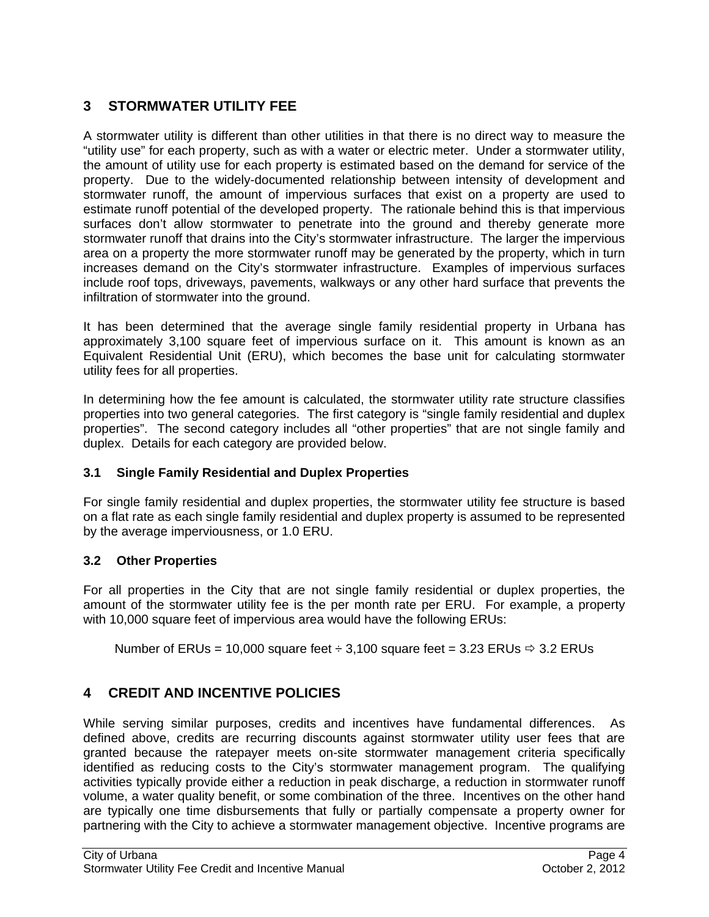# 3 STORMWATER UTILITY FEE

A stormwater utility is different than other utilities in that there is no direct way to measure the "utility use" for each property, such as with a water or electric meter. Under a stormwater utility, the amount of utility use for each property is estimated based on the demand for service of the property. Due to the widely-documented relationship between intensity of development and stormwater runoff, the amount of impervious surfaces that exist on a property are used to estimate runoff potential of the developed property. The rationale behind this is that impervious surfaces don't allow stormwater to penetrate into the ground and thereby generate more stormwater runoff that drains into the City's stormwater infrastructure. The larger the impervious area on a property the more stormwater runoff may be generated by the property, which in turn increases demand on the City's stormwater infrastructure. Examples of impervious surfaces include roof tops, driveways, pavements, walkways or any other hard surface that prevents the infiltration of stormwater into the ground.

It has been determined that the average single family residential property in Urbana has approximately 3,100 square feet of impervious surface on it. This amount is known as an Equivalent Residential Unit (ERU), which becomes the base unit for calculating stormwater utility fees for all properties.

In determining how the fee amount is calculated, the stormwater utility rate structure classifies properties into two general categories. The first category is "single family residential and duplex properties". The second category includes all "other properties" that are not single family and duplex. Details for each category are provided below.

## 3.1 Single Family Residential and Duplex Properties

For single family residential and duplex properties, the stormwater utility fee structure is based on a flat rate as each single family residential and duplex property is assumed to be represented by the average imperviousness, or 1.0 ERU.

## 3.2 Other Properties

For all properties in the City that are not single family residential or duplex properties, the amount of the stormwater utility fee is the per month rate per ERU. For example, a property with 10,000 square feet of impervious area would have the following ERUs:

Number of ERUs = 10,000 square feet ÷ 3,100 square feet = 3.23 ERUs ⇨ 3.2 ERUs

# 4 CREDIT AND INCENTIVE POLICIES

While serving similar purposes, credits and incentives have fundamental differences. As defined above, credits are recurring discounts against stormwater utility user fees that are granted because the ratepayer meets on-site stormwater management criteria specifically identified as reducing costs to the City's stormwater management program. The qualifying activities typically provide either a reduction in peak discharge, a reduction in stormwater runoff volume, a water quality benefit, or some combination of the three. Incentives on the other hand are typically one time disbursements that fully or partially compensate a property owner for partnering with the City to achieve a stormwater management objective. Incentive programs are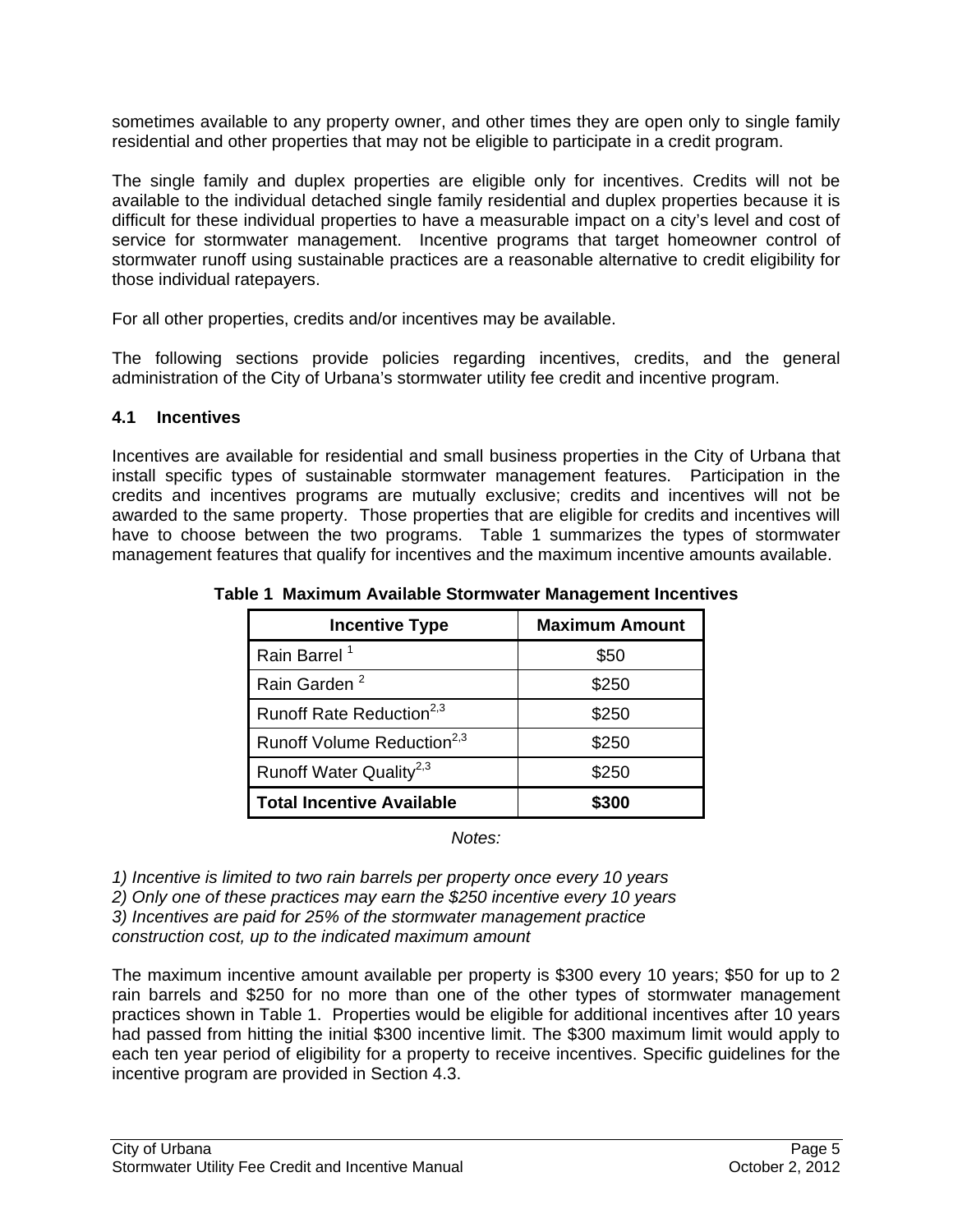sometimes available to any property owner, and other times they are open only to single family residential and other properties that may not be eligible to participate in a credit program.

The single family and duplex properties are eligible only for incentives. Credits will not be available to the individual detached single family residential and duplex properties because it is difficult for these individual properties to have a measurable impact on a city's level and cost of service for stormwater management. Incentive programs that target homeowner control of stormwater runoff using sustainable practices are a reasonable alternative to credit eligibility for those individual ratepayers.

For all other properties, credits and/or incentives may be available.

The following sections provide policies regarding incentives, credits, and the general administration of the City of Urbana's stormwater utility fee credit and incentive program.

### 4.1 Incentives

Incentives are available for residential and small business properties in the City of Urbana that install specific types of sustainable stormwater management features. Participation in the credits and incentives programs are mutually exclusive; credits and incentives will not be awarded to the same property. Those properties that are eligible for credits and incentives will have to choose between the two programs. Table 1 summarizes the types of stormwater management features that qualify for incentives and the maximum incentive amounts available.

**Table 1 Maximum Available Stormwater Management Incentives**

| Incentive Type | Maximum Amount |
|---|---|
| Rain Barrel [1] | $50 |
| Rain Garden [2] | $250 |
| Runoff Rate Reduction[2,3] | $250 |
| Runoff Volume Reduction[2,3] | $250 |
| Runoff Water Quality[2,3] | $250 |
| **Total Incentive Available** | **$300** |

*Notes:*

*1) Incentive is limited to two rain barrels per property once every 10 years*
*2) Only one of these practices may earn the $250 incentive every 10 years*
*3) Incentives are paid for 25% of the stormwater management practice construction cost, up to the indicated maximum amount*

The maximum incentive amount available per property is $300 every 10 years; $50 for up to 2 rain barrels and $250 for no more than one of the other types of stormwater management practices shown in Table 1. Properties would be eligible for additional incentives after 10 years had passed from hitting the initial $300 incentive limit. The $300 maximum limit would apply to each ten year period of eligibility for a property to receive incentives. Specific guidelines for the incentive program are provided in Section 4.3.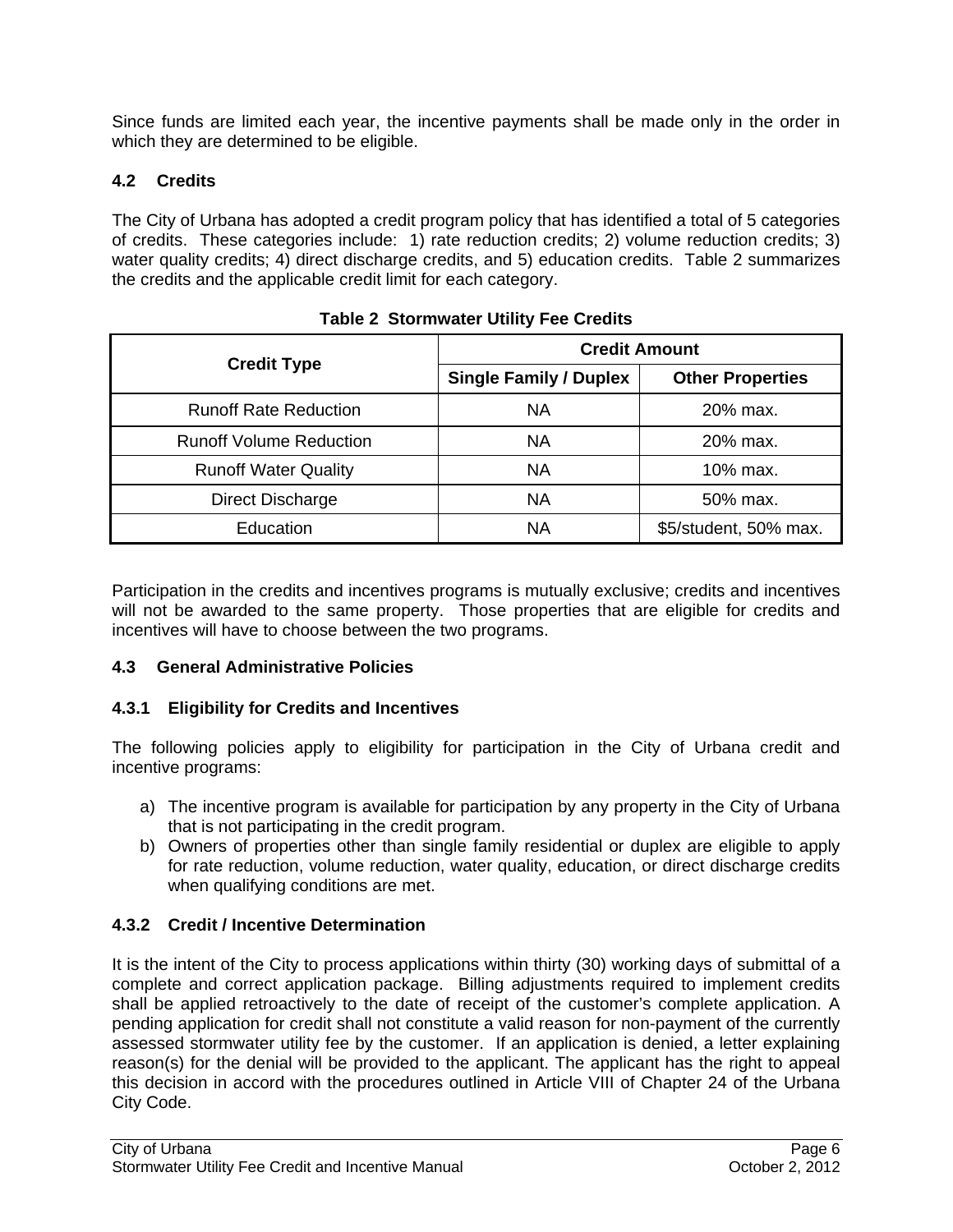Since funds are limited each year, the incentive payments shall be made only in the order in which they are determined to be eligible.

## 4.2 Credits

The City of Urbana has adopted a credit program policy that has identified a total of 5 categories of credits. These categories include: 1) rate reduction credits; 2) volume reduction credits; 3) water quality credits; 4) direct discharge credits, and 5) education credits. Table 2 summarizes the credits and the applicable credit limit for each category.

**Table 2 Stormwater Utility Fee Credits**

| Credit Type | Credit Amount | |
|---|---|---|
| | Single Family / Duplex | Other Properties |
| Runoff Rate Reduction | NA | 20% max. |
| Runoff Volume Reduction | NA | 20% max. |
| Runoff Water Quality | NA | 10% max. |
| Direct Discharge | NA | 50% max. |
| Education | NA | $5/student, 50% max. |

Participation in the credits and incentives programs is mutually exclusive; credits and incentives will not be awarded to the same property. Those properties that are eligible for credits and incentives will have to choose between the two programs.

## 4.3 General Administrative Policies

### 4.3.1 Eligibility for Credits and Incentives

The following policies apply to eligibility for participation in the City of Urbana credit and incentive programs:

a) The incentive program is available for participation by any property in the City of Urbana that is not participating in the credit program.
b) Owners of properties other than single family residential or duplex are eligible to apply for rate reduction, volume reduction, water quality, education, or direct discharge credits when qualifying conditions are met.

### 4.3.2 Credit / Incentive Determination

It is the intent of the City to process applications within thirty (30) working days of submittal of a complete and correct application package. Billing adjustments required to implement credits shall be applied retroactively to the date of receipt of the customer's complete application. A pending application for credit shall not constitute a valid reason for non-payment of the currently assessed stormwater utility fee by the customer. If an application is denied, a letter explaining reason(s) for the denial will be provided to the applicant. The applicant has the right to appeal this decision in accord with the procedures outlined in Article VIII of Chapter 24 of the Urbana City Code.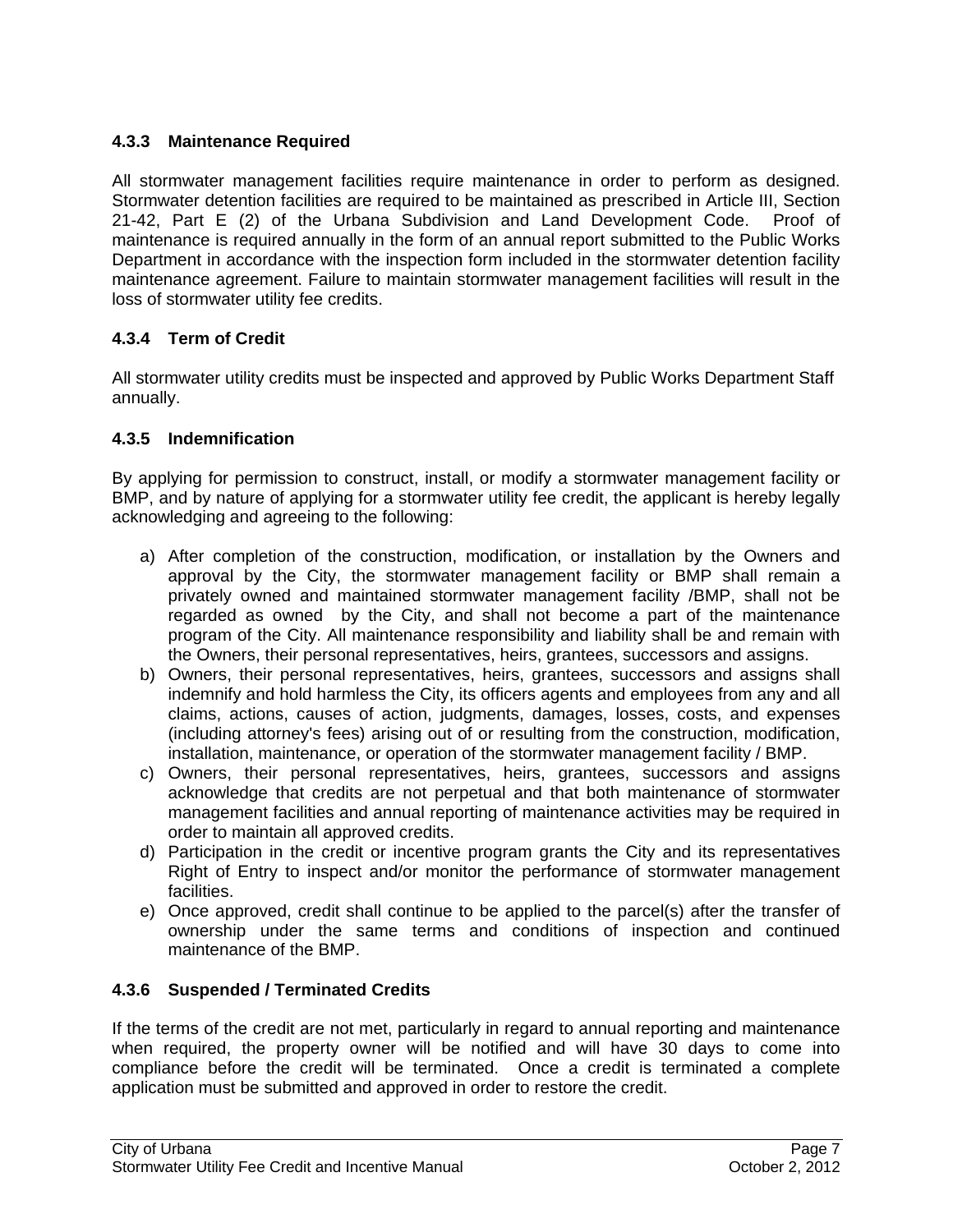### 4.3.3 Maintenance Required

All stormwater management facilities require maintenance in order to perform as designed. Stormwater detention facilities are required to be maintained as prescribed in Article III, Section 21-42, Part E (2) of the Urbana Subdivision and Land Development Code. Proof of maintenance is required annually in the form of an annual report submitted to the Public Works Department in accordance with the inspection form included in the stormwater detention facility maintenance agreement. Failure to maintain stormwater management facilities will result in the loss of stormwater utility fee credits.

### 4.3.4 Term of Credit

All stormwater utility credits must be inspected and approved by Public Works Department Staff annually.

### 4.3.5 Indemnification

By applying for permission to construct, install, or modify a stormwater management facility or BMP, and by nature of applying for a stormwater utility fee credit, the applicant is hereby legally acknowledging and agreeing to the following:

a) After completion of the construction, modification, or installation by the Owners and approval by the City, the stormwater management facility or BMP shall remain a privately owned and maintained stormwater management facility /BMP, shall not be regarded as owned by the City, and shall not become a part of the maintenance program of the City. All maintenance responsibility and liability shall be and remain with the Owners, their personal representatives, heirs, grantees, successors and assigns.
b) Owners, their personal representatives, heirs, grantees, successors and assigns shall indemnify and hold harmless the City, its officers agents and employees from any and all claims, actions, causes of action, judgments, damages, losses, costs, and expenses (including attorney's fees) arising out of or resulting from the construction, modification, installation, maintenance, or operation of the stormwater management facility / BMP.
c) Owners, their personal representatives, heirs, grantees, successors and assigns acknowledge that credits are not perpetual and that both maintenance of stormwater management facilities and annual reporting of maintenance activities may be required in order to maintain all approved credits.
d) Participation in the credit or incentive program grants the City and its representatives Right of Entry to inspect and/or monitor the performance of stormwater management facilities.
e) Once approved, credit shall continue to be applied to the parcel(s) after the transfer of ownership under the same terms and conditions of inspection and continued maintenance of the BMP.

### 4.3.6 Suspended / Terminated Credits

If the terms of the credit are not met, particularly in regard to annual reporting and maintenance when required, the property owner will be notified and will have 30 days to come into compliance before the credit will be terminated. Once a credit is terminated a complete application must be submitted and approved in order to restore the credit.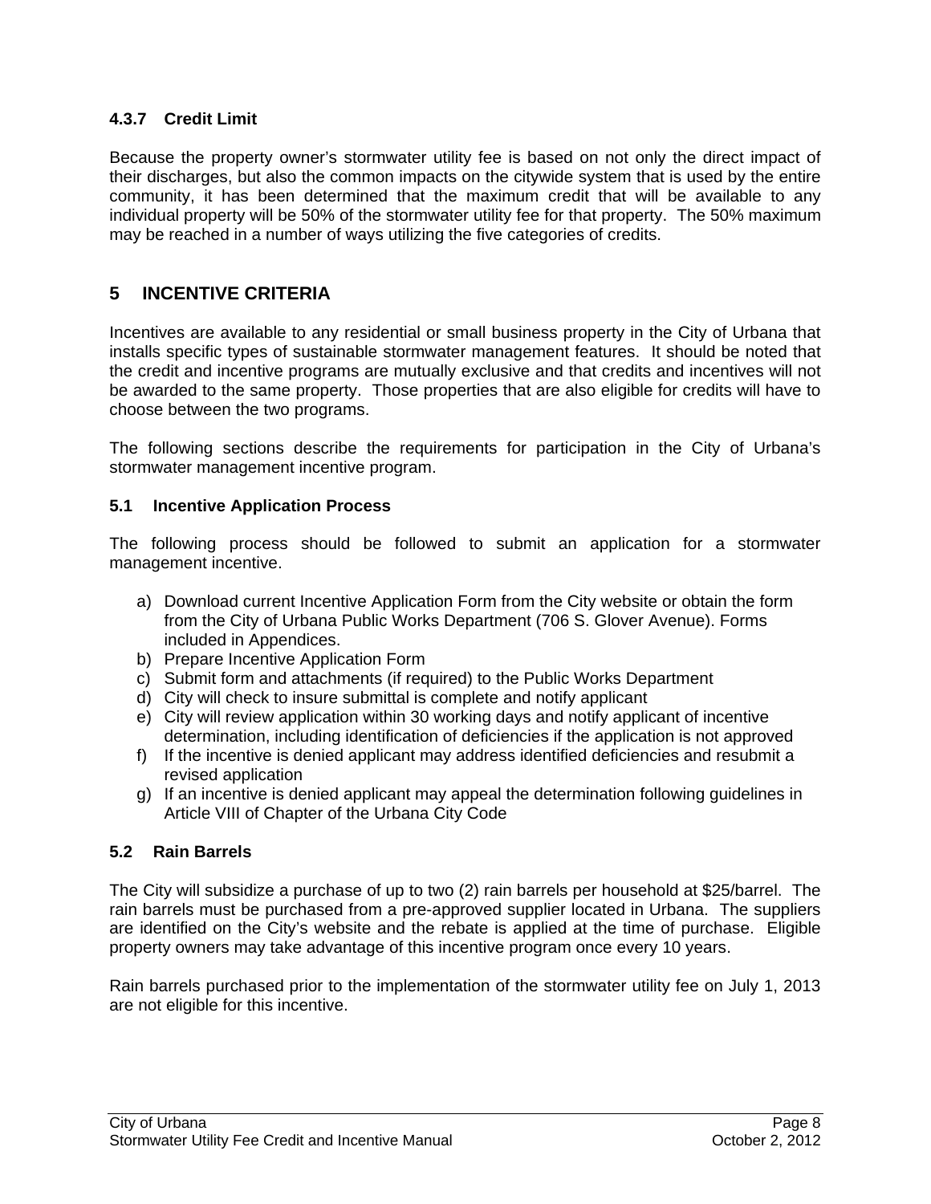### 4.3.7 Credit Limit

Because the property owner's stormwater utility fee is based on not only the direct impact of their discharges, but also the common impacts on the citywide system that is used by the entire community, it has been determined that the maximum credit that will be available to any individual property will be 50% of the stormwater utility fee for that property. The 50% maximum may be reached in a number of ways utilizing the five categories of credits.

# 5 INCENTIVE CRITERIA

Incentives are available to any residential or small business property in the City of Urbana that installs specific types of sustainable stormwater management features. It should be noted that the credit and incentive programs are mutually exclusive and that credits and incentives will not be awarded to the same property. Those properties that are also eligible for credits will have to choose between the two programs.

The following sections describe the requirements for participation in the City of Urbana's stormwater management incentive program.

## 5.1 Incentive Application Process

The following process should be followed to submit an application for a stormwater management incentive.

a) Download current Incentive Application Form from the City website or obtain the form from the City of Urbana Public Works Department (706 S. Glover Avenue). Forms included in Appendices.
b) Prepare Incentive Application Form
c) Submit form and attachments (if required) to the Public Works Department
d) City will check to insure submittal is complete and notify applicant
e) City will review application within 30 working days and notify applicant of incentive determination, including identification of deficiencies if the application is not approved
f) If the incentive is denied applicant may address identified deficiencies and resubmit a revised application
g) If an incentive is denied applicant may appeal the determination following guidelines in Article VIII of Chapter of the Urbana City Code

## 5.2 Rain Barrels

The City will subsidize a purchase of up to two (2) rain barrels per household at $25/barrel. The rain barrels must be purchased from a pre-approved supplier located in Urbana. The suppliers are identified on the City's website and the rebate is applied at the time of purchase. Eligible property owners may take advantage of this incentive program once every 10 years.

Rain barrels purchased prior to the implementation of the stormwater utility fee on July 1, 2013 are not eligible for this incentive.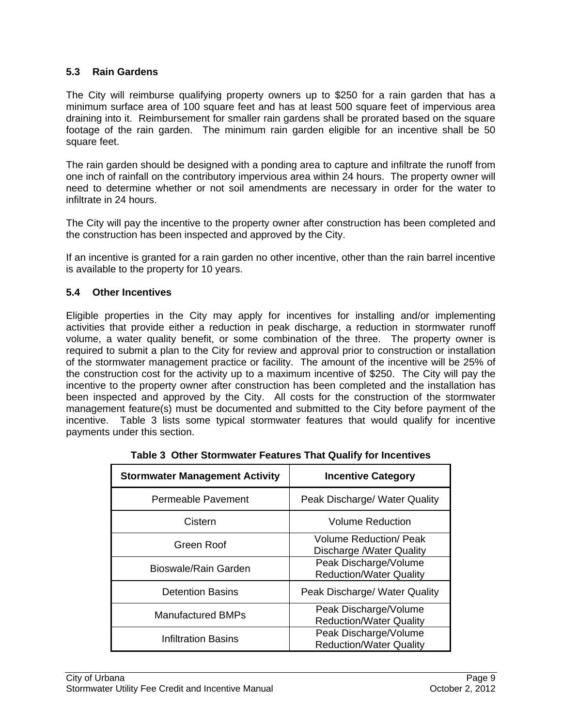### 5.3 Rain Gardens

The City will reimburse qualifying property owners up to $250 for a rain garden that has a minimum surface area of 100 square feet and has at least 500 square feet of impervious area draining into it. Reimbursement for smaller rain gardens shall be prorated based on the square footage of the rain garden. The minimum rain garden eligible for an incentive shall be 50 square feet.

The rain garden should be designed with a ponding area to capture and infiltrate the runoff from one inch of rainfall on the contributory impervious area within 24 hours. The property owner will need to determine whether or not soil amendments are necessary in order for the water to infiltrate in 24 hours.

The City will pay the incentive to the property owner after construction has been completed and the construction has been inspected and approved by the City.

If an incentive is granted for a rain garden no other incentive, other than the rain barrel incentive is available to the property for 10 years.

### 5.4 Other Incentives

Eligible properties in the City may apply for incentives for installing and/or implementing activities that provide either a reduction in peak discharge, a reduction in stormwater runoff volume, a water quality benefit, or some combination of the three. The property owner is required to submit a plan to the City for review and approval prior to construction or installation of the stormwater management practice or facility. The amount of the incentive will be 25% of the construction cost for the activity up to a maximum incentive of $250. The City will pay the incentive to the property owner after construction has been completed and the installation has been inspected and approved by the City. All costs for the construction of the stormwater management feature(s) must be documented and submitted to the City before payment of the incentive. Table 3 lists some typical stormwater features that would qualify for incentive payments under this section.

**Table 3 Other Stormwater Features That Qualify for Incentives**

| Stormwater Management Activity | Incentive Category |
|---|---|
| Permeable Pavement | Peak Discharge/ Water Quality |
| Cistern | Volume Reduction |
| Green Roof | Volume Reduction/ Peak Discharge /Water Quality |
| Bioswale/Rain Garden | Peak Discharge/Volume Reduction/Water Quality |
| Detention Basins | Peak Discharge/ Water Quality |
| Manufactured BMPs | Peak Discharge/Volume Reduction/Water Quality |
| Infiltration Basins | Peak Discharge/Volume Reduction/Water Quality |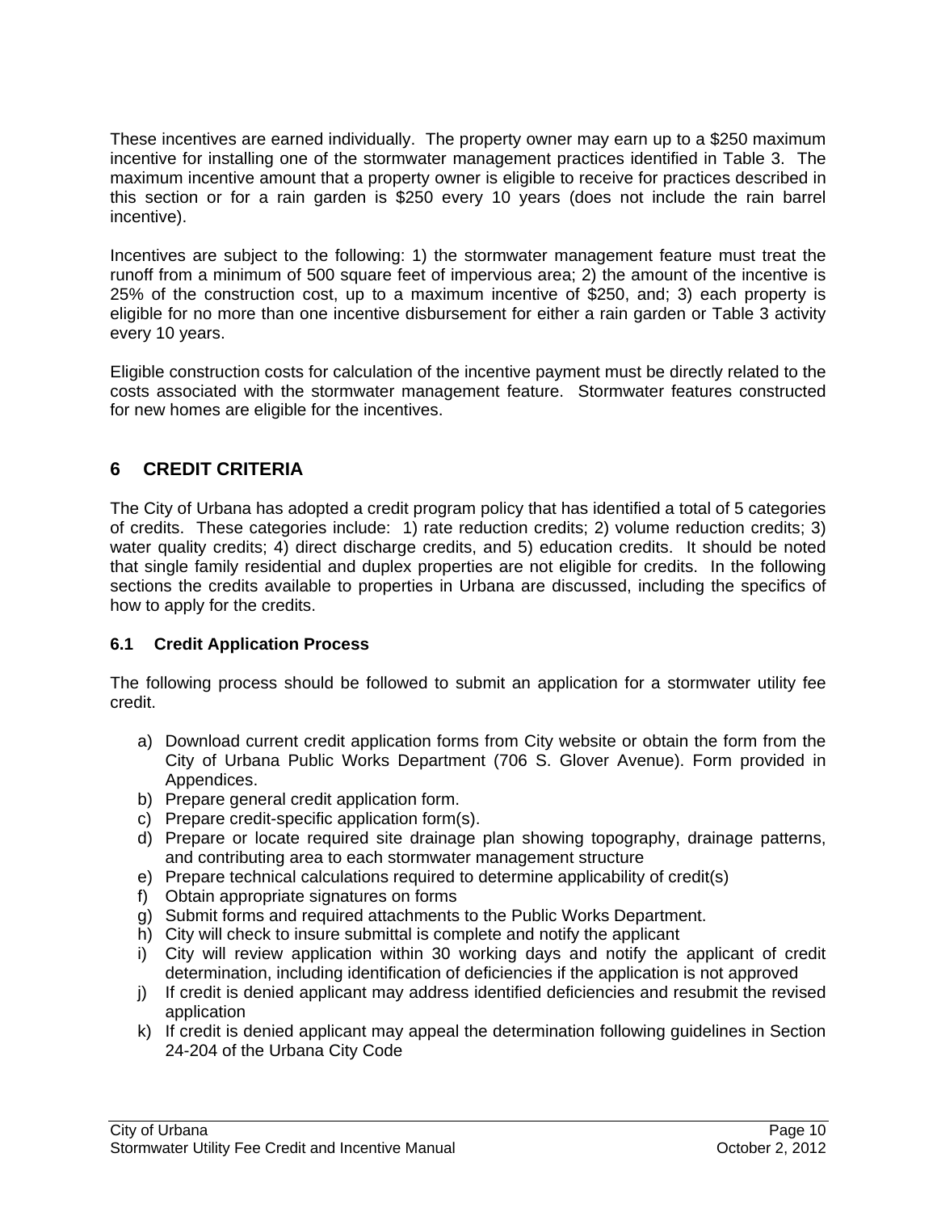These incentives are earned individually. The property owner may earn up to a $250 maximum incentive for installing one of the stormwater management practices identified in Table 3. The maximum incentive amount that a property owner is eligible to receive for practices described in this section or for a rain garden is $250 every 10 years (does not include the rain barrel incentive).

Incentives are subject to the following: 1) the stormwater management feature must treat the runoff from a minimum of 500 square feet of impervious area; 2) the amount of the incentive is 25% of the construction cost, up to a maximum incentive of $250, and; 3) each property is eligible for no more than one incentive disbursement for either a rain garden or Table 3 activity every 10 years.

Eligible construction costs for calculation of the incentive payment must be directly related to the costs associated with the stormwater management feature. Stormwater features constructed for new homes are eligible for the incentives.

# 6 CREDIT CRITERIA

The City of Urbana has adopted a credit program policy that has identified a total of 5 categories of credits. These categories include: 1) rate reduction credits; 2) volume reduction credits; 3) water quality credits; 4) direct discharge credits, and 5) education credits. It should be noted that single family residential and duplex properties are not eligible for credits. In the following sections the credits available to properties in Urbana are discussed, including the specifics of how to apply for the credits.

## 6.1 Credit Application Process

The following process should be followed to submit an application for a stormwater utility fee credit.

a) Download current credit application forms from City website or obtain the form from the City of Urbana Public Works Department (706 S. Glover Avenue). Form provided in Appendices.
b) Prepare general credit application form.
c) Prepare credit-specific application form(s).
d) Prepare or locate required site drainage plan showing topography, drainage patterns, and contributing area to each stormwater management structure
e) Prepare technical calculations required to determine applicability of credit(s)
f) Obtain appropriate signatures on forms
g) Submit forms and required attachments to the Public Works Department.
h) City will check to insure submittal is complete and notify the applicant
i) City will review application within 30 working days and notify the applicant of credit determination, including identification of deficiencies if the application is not approved
j) If credit is denied applicant may address identified deficiencies and resubmit the revised application
k) If credit is denied applicant may appeal the determination following guidelines in Section 24-204 of the Urbana City Code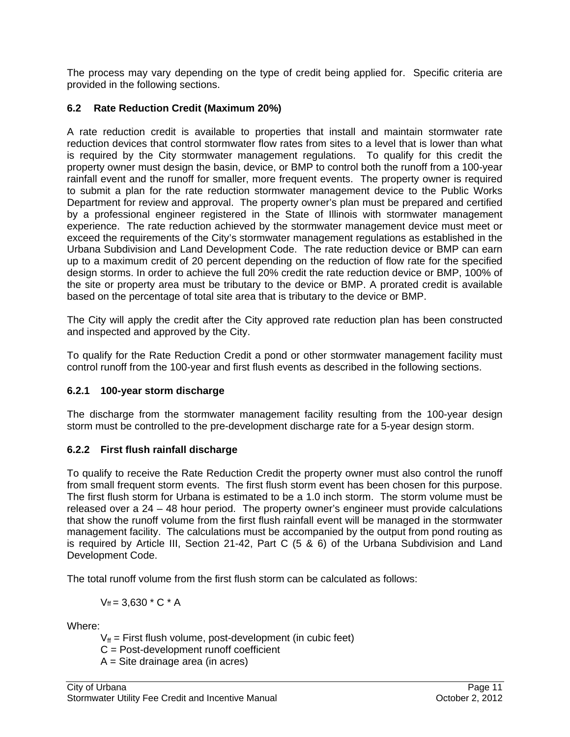The process may vary depending on the type of credit being applied for. Specific criteria are provided in the following sections.

### 6.2 Rate Reduction Credit (Maximum 20%)

A rate reduction credit is available to properties that install and maintain stormwater rate reduction devices that control stormwater flow rates from sites to a level that is lower than what is required by the City stormwater management regulations. To qualify for this credit the property owner must design the basin, device, or BMP to control both the runoff from a 100-year rainfall event and the runoff for smaller, more frequent events. The property owner is required to submit a plan for the rate reduction stormwater management device to the Public Works Department for review and approval. The property owner's plan must be prepared and certified by a professional engineer registered in the State of Illinois with stormwater management experience. The rate reduction achieved by the stormwater management device must meet or exceed the requirements of the City's stormwater management regulations as established in the Urbana Subdivision and Land Development Code. The rate reduction device or BMP can earn up to a maximum credit of 20 percent depending on the reduction of flow rate for the specified design storms. In order to achieve the full 20% credit the rate reduction device or BMP, 100% of the site or property area must be tributary to the device or BMP. A prorated credit is available based on the percentage of total site area that is tributary to the device or BMP.

The City will apply the credit after the City approved rate reduction plan has been constructed and inspected and approved by the City.

To qualify for the Rate Reduction Credit a pond or other stormwater management facility must control runoff from the 100-year and first flush events as described in the following sections.

#### 6.2.1 100-year storm discharge

The discharge from the stormwater management facility resulting from the 100-year design storm must be controlled to the pre-development discharge rate for a 5-year design storm.

#### 6.2.2 First flush rainfall discharge

To qualify to receive the Rate Reduction Credit the property owner must also control the runoff from small frequent storm events. The first flush storm event has been chosen for this purpose. The first flush storm for Urbana is estimated to be a 1.0 inch storm. The storm volume must be released over a 24 – 48 hour period. The property owner's engineer must provide calculations that show the runoff volume from the first flush rainfall event will be managed in the stormwater management facility. The calculations must be accompanied by the output from pond routing as is required by Article III, Section 21-42, Part C (5 & 6) of the Urbana Subdivision and Land Development Code.

The total runoff volume from the first flush storm can be calculated as follows:

$$V_{ff} = 3{,}630 * C * A$$

Where:

$V_{ff}$ = First flush volume, post-development (in cubic feet)
C = Post-development runoff coefficient
A = Site drainage area (in acres)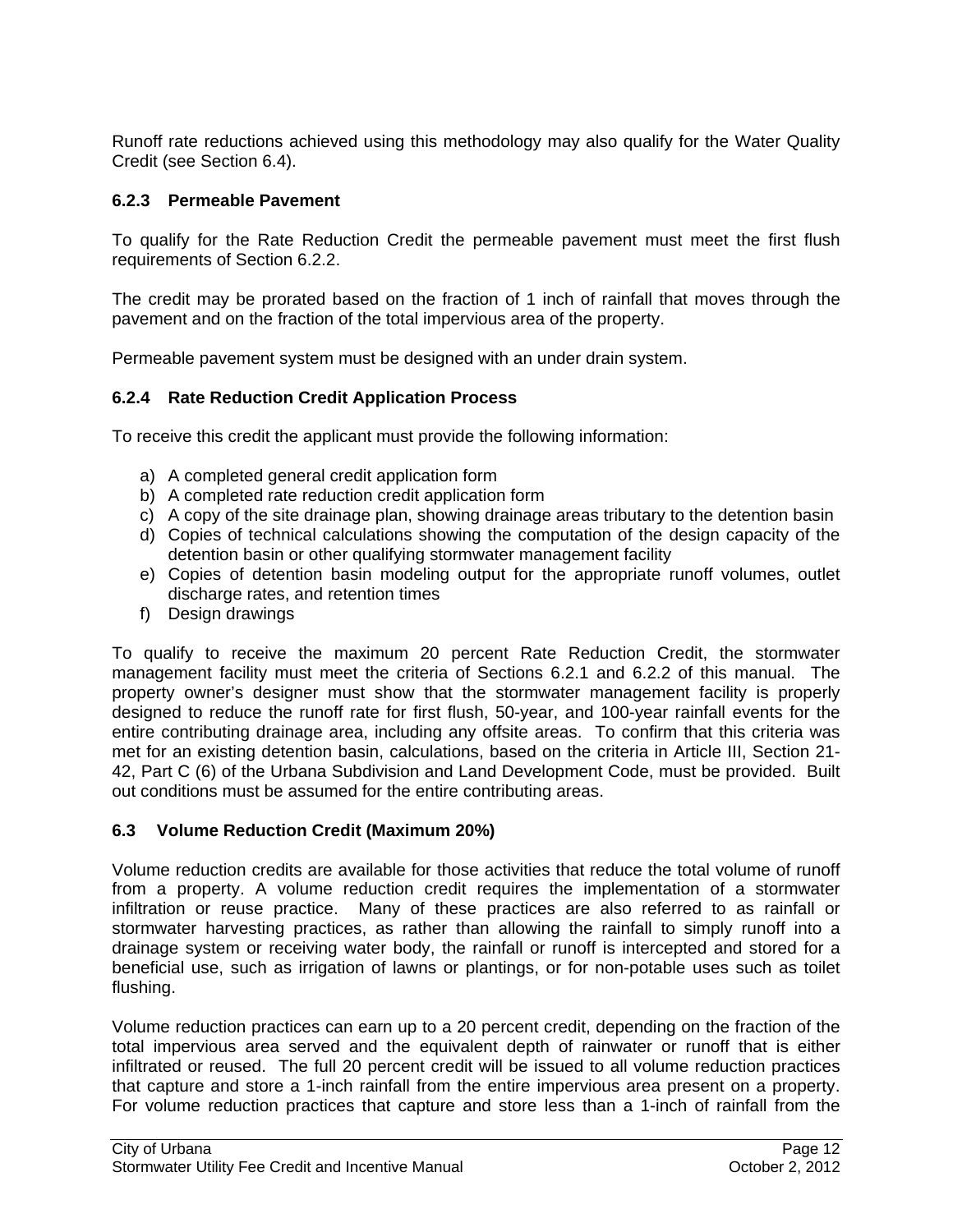Runoff rate reductions achieved using this methodology may also qualify for the Water Quality Credit (see Section 6.4).

### 6.2.3 Permeable Pavement

To qualify for the Rate Reduction Credit the permeable pavement must meet the first flush requirements of Section 6.2.2.

The credit may be prorated based on the fraction of 1 inch of rainfall that moves through the pavement and on the fraction of the total impervious area of the property.

Permeable pavement system must be designed with an under drain system.

### 6.2.4 Rate Reduction Credit Application Process

To receive this credit the applicant must provide the following information:

a) A completed general credit application form
b) A completed rate reduction credit application form
c) A copy of the site drainage plan, showing drainage areas tributary to the detention basin
d) Copies of technical calculations showing the computation of the design capacity of the detention basin or other qualifying stormwater management facility
e) Copies of detention basin modeling output for the appropriate runoff volumes, outlet discharge rates, and retention times
f) Design drawings

To qualify to receive the maximum 20 percent Rate Reduction Credit, the stormwater management facility must meet the criteria of Sections 6.2.1 and 6.2.2 of this manual. The property owner's designer must show that the stormwater management facility is properly designed to reduce the runoff rate for first flush, 50-year, and 100-year rainfall events for the entire contributing drainage area, including any offsite areas. To confirm that this criteria was met for an existing detention basin, calculations, based on the criteria in Article III, Section 21-42, Part C (6) of the Urbana Subdivision and Land Development Code, must be provided. Built out conditions must be assumed for the entire contributing areas.

## 6.3 Volume Reduction Credit (Maximum 20%)

Volume reduction credits are available for those activities that reduce the total volume of runoff from a property. A volume reduction credit requires the implementation of a stormwater infiltration or reuse practice. Many of these practices are also referred to as rainfall or stormwater harvesting practices, as rather than allowing the rainfall to simply runoff into a drainage system or receiving water body, the rainfall or runoff is intercepted and stored for a beneficial use, such as irrigation of lawns or plantings, or for non-potable uses such as toilet flushing.

Volume reduction practices can earn up to a 20 percent credit, depending on the fraction of the total impervious area served and the equivalent depth of rainwater or runoff that is either infiltrated or reused. The full 20 percent credit will be issued to all volume reduction practices that capture and store a 1-inch rainfall from the entire impervious area present on a property. For volume reduction practices that capture and store less than a 1-inch of rainfall from the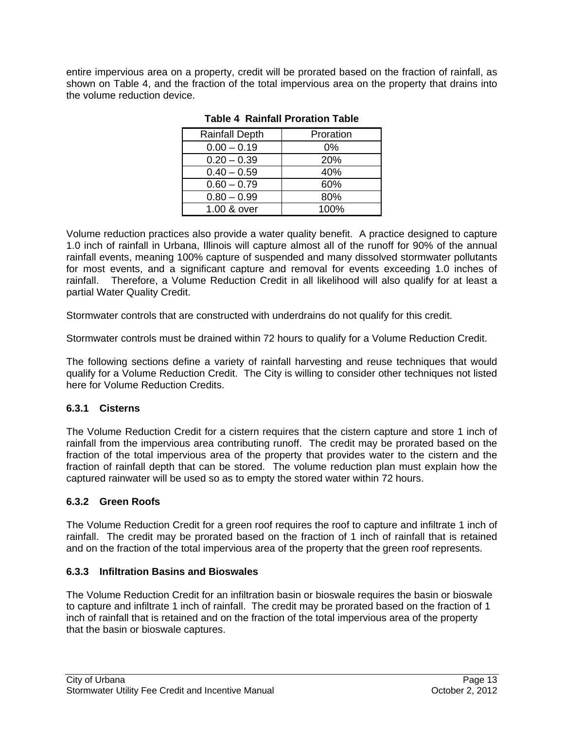entire impervious area on a property, credit will be prorated based on the fraction of rainfall, as shown on Table 4, and the fraction of the total impervious area on the property that drains into the volume reduction device.

**Table 4 Rainfall Proration Table**

| Rainfall Depth | Proration |
|---|---|
| 0.00 – 0.19 | 0% |
| 0.20 – 0.39 | 20% |
| 0.40 – 0.59 | 40% |
| 0.60 – 0.79 | 60% |
| 0.80 – 0.99 | 80% |
| 1.00 & over | 100% |

Volume reduction practices also provide a water quality benefit. A practice designed to capture 1.0 inch of rainfall in Urbana, Illinois will capture almost all of the runoff for 90% of the annual rainfall events, meaning 100% capture of suspended and many dissolved stormwater pollutants for most events, and a significant capture and removal for events exceeding 1.0 inches of rainfall. Therefore, a Volume Reduction Credit in all likelihood will also qualify for at least a partial Water Quality Credit.

Stormwater controls that are constructed with underdrains do not qualify for this credit.

Stormwater controls must be drained within 72 hours to qualify for a Volume Reduction Credit.

The following sections define a variety of rainfall harvesting and reuse techniques that would qualify for a Volume Reduction Credit. The City is willing to consider other techniques not listed here for Volume Reduction Credits.

### 6.3.1 Cisterns

The Volume Reduction Credit for a cistern requires that the cistern capture and store 1 inch of rainfall from the impervious area contributing runoff. The credit may be prorated based on the fraction of the total impervious area of the property that provides water to the cistern and the fraction of rainfall depth that can be stored. The volume reduction plan must explain how the captured rainwater will be used so as to empty the stored water within 72 hours.

### 6.3.2 Green Roofs

The Volume Reduction Credit for a green roof requires the roof to capture and infiltrate 1 inch of rainfall. The credit may be prorated based on the fraction of 1 inch of rainfall that is retained and on the fraction of the total impervious area of the property that the green roof represents.

### 6.3.3 Infiltration Basins and Bioswales

The Volume Reduction Credit for an infiltration basin or bioswale requires the basin or bioswale to capture and infiltrate 1 inch of rainfall. The credit may be prorated based on the fraction of 1 inch of rainfall that is retained and on the fraction of the total impervious area of the property that the basin or bioswale captures.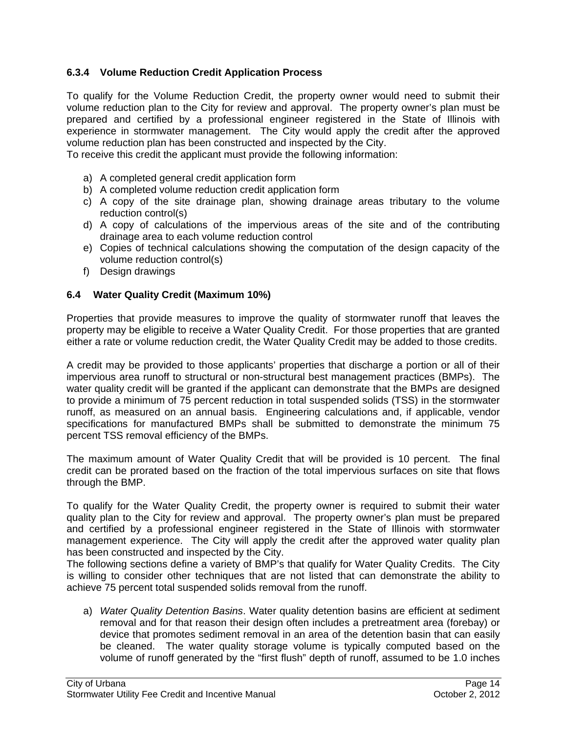### 6.3.4 Volume Reduction Credit Application Process

To qualify for the Volume Reduction Credit, the property owner would need to submit their volume reduction plan to the City for review and approval. The property owner's plan must be prepared and certified by a professional engineer registered in the State of Illinois with experience in stormwater management. The City would apply the credit after the approved volume reduction plan has been constructed and inspected by the City.
To receive this credit the applicant must provide the following information:

a) A completed general credit application form
b) A completed volume reduction credit application form
c) A copy of the site drainage plan, showing drainage areas tributary to the volume reduction control(s)
d) A copy of calculations of the impervious areas of the site and of the contributing drainage area to each volume reduction control
e) Copies of technical calculations showing the computation of the design capacity of the volume reduction control(s)
f) Design drawings

## 6.4 Water Quality Credit (Maximum 10%)

Properties that provide measures to improve the quality of stormwater runoff that leaves the property may be eligible to receive a Water Quality Credit. For those properties that are granted either a rate or volume reduction credit, the Water Quality Credit may be added to those credits.

A credit may be provided to those applicants' properties that discharge a portion or all of their impervious area runoff to structural or non-structural best management practices (BMPs). The water quality credit will be granted if the applicant can demonstrate that the BMPs are designed to provide a minimum of 75 percent reduction in total suspended solids (TSS) in the stormwater runoff, as measured on an annual basis. Engineering calculations and, if applicable, vendor specifications for manufactured BMPs shall be submitted to demonstrate the minimum 75 percent TSS removal efficiency of the BMPs.

The maximum amount of Water Quality Credit that will be provided is 10 percent. The final credit can be prorated based on the fraction of the total impervious surfaces on site that flows through the BMP.

To qualify for the Water Quality Credit, the property owner is required to submit their water quality plan to the City for review and approval. The property owner's plan must be prepared and certified by a professional engineer registered in the State of Illinois with stormwater management experience. The City will apply the credit after the approved water quality plan has been constructed and inspected by the City.
The following sections define a variety of BMP's that qualify for Water Quality Credits. The City is willing to consider other techniques that are not listed that can demonstrate the ability to achieve 75 percent total suspended solids removal from the runoff.

a) *Water Quality Detention Basins*. Water quality detention basins are efficient at sediment removal and for that reason their design often includes a pretreatment area (forebay) or device that promotes sediment removal in an area of the detention basin that can easily be cleaned. The water quality storage volume is typically computed based on the volume of runoff generated by the "first flush" depth of runoff, assumed to be 1.0 inches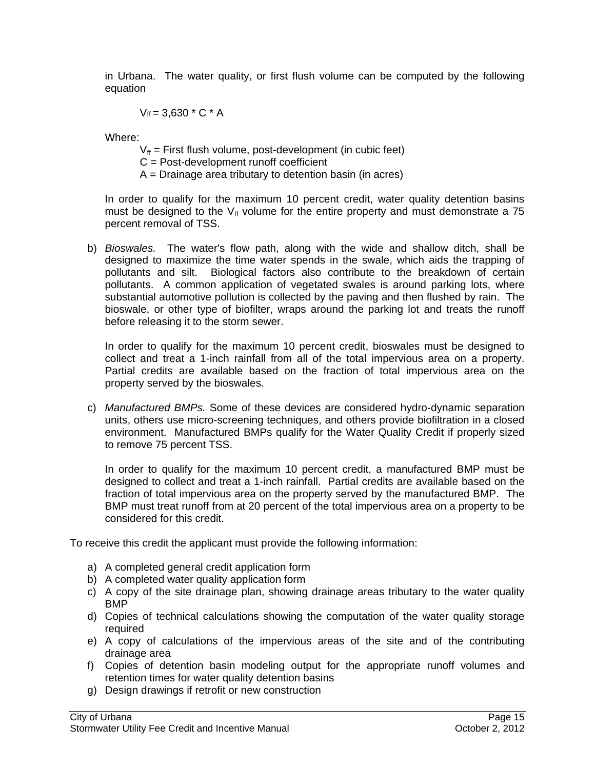in Urbana. The water quality, or first flush volume can be computed by the following equation

$$V_{ff} = 3{,}630 * C * A$$

Where:

$V_{ff}$ = First flush volume, post-development (in cubic feet)
C = Post-development runoff coefficient
A = Drainage area tributary to detention basin (in acres)

In order to qualify for the maximum 10 percent credit, water quality detention basins must be designed to the $V_{ff}$ volume for the entire property and must demonstrate a 75 percent removal of TSS.

b) *Bioswales.* The water's flow path, along with the wide and shallow ditch, shall be designed to maximize the time water spends in the swale, which aids the trapping of pollutants and silt. Biological factors also contribute to the breakdown of certain pollutants. A common application of vegetated swales is around parking lots, where substantial automotive pollution is collected by the paving and then flushed by rain. The bioswale, or other type of biofilter, wraps around the parking lot and treats the runoff before releasing it to the storm sewer.

   In order to qualify for the maximum 10 percent credit, bioswales must be designed to collect and treat a 1-inch rainfall from all of the total impervious area on a property. Partial credits are available based on the fraction of total impervious area on the property served by the bioswales.

c) *Manufactured BMPs.* Some of these devices are considered hydro-dynamic separation units, others use micro-screening techniques, and others provide biofiltration in a closed environment. Manufactured BMPs qualify for the Water Quality Credit if properly sized to remove 75 percent TSS.

   In order to qualify for the maximum 10 percent credit, a manufactured BMP must be designed to collect and treat a 1-inch rainfall. Partial credits are available based on the fraction of total impervious area on the property served by the manufactured BMP. The BMP must treat runoff from at 20 percent of the total impervious area on a property to be considered for this credit.

To receive this credit the applicant must provide the following information:

a) A completed general credit application form
b) A completed water quality application form
c) A copy of the site drainage plan, showing drainage areas tributary to the water quality BMP
d) Copies of technical calculations showing the computation of the water quality storage required
e) A copy of calculations of the impervious areas of the site and of the contributing drainage area
f) Copies of detention basin modeling output for the appropriate runoff volumes and retention times for water quality detention basins
g) Design drawings if retrofit or new construction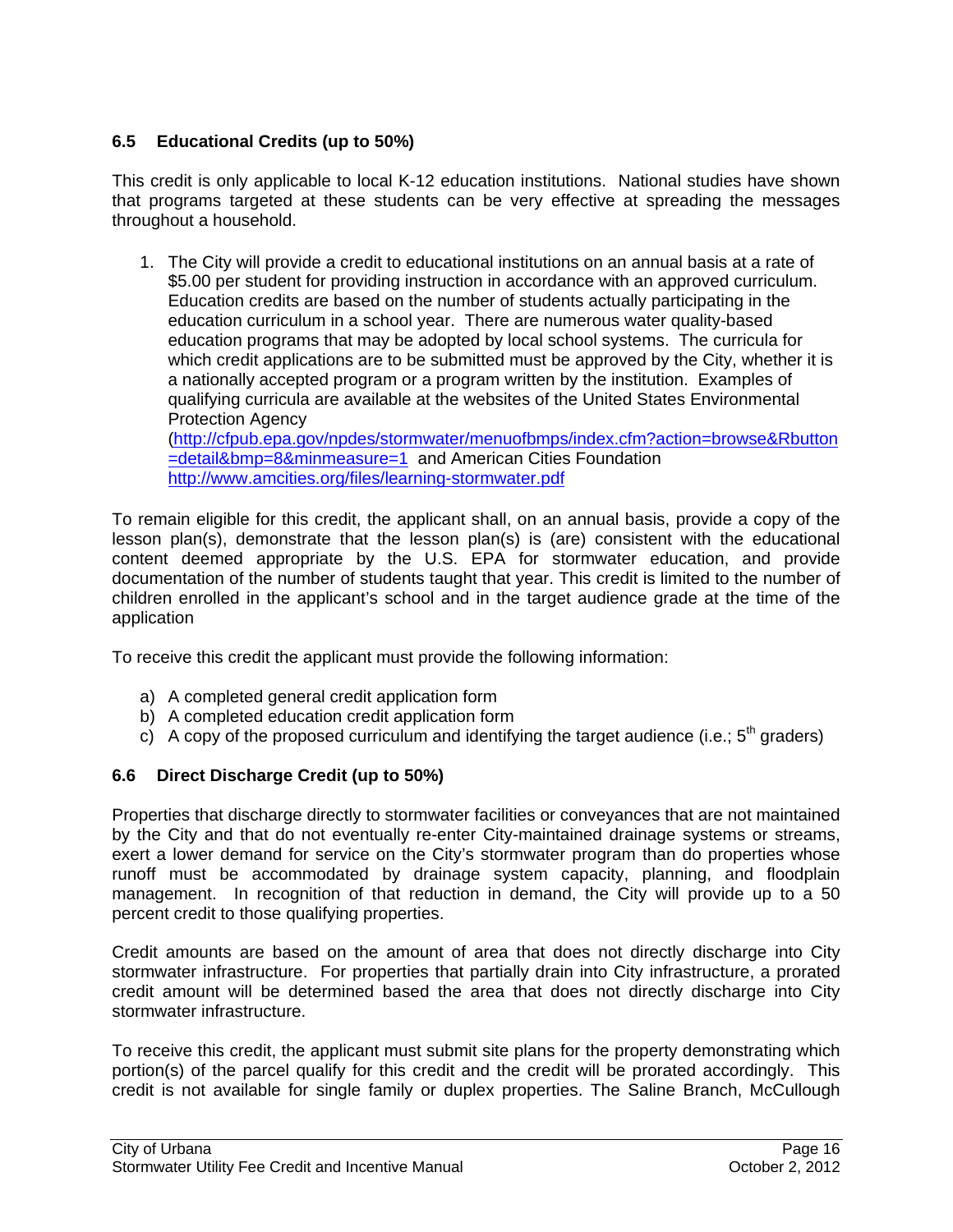### 6.5 Educational Credits (up to 50%)

This credit is only applicable to local K-12 education institutions. National studies have shown that programs targeted at these students can be very effective at spreading the messages throughout a household.

1. The City will provide a credit to educational institutions on an annual basis at a rate of $5.00 per student for providing instruction in accordance with an approved curriculum. Education credits are based on the number of students actually participating in the education curriculum in a school year. There are numerous water quality-based education programs that may be adopted by local school systems. The curricula for which credit applications are to be submitted must be approved by the City, whether it is a nationally accepted program or a program written by the institution. Examples of qualifying curricula are available at the websites of the United States Environmental Protection Agency (http://cfpub.epa.gov/npdes/stormwater/menuofbmps/index.cfm?action=browse&Rbutton=detail&bmp=8&minmeasure=1 and American Cities Foundation http://www.amcities.org/files/learning-stormwater.pdf

To remain eligible for this credit, the applicant shall, on an annual basis, provide a copy of the lesson plan(s), demonstrate that the lesson plan(s) is (are) consistent with the educational content deemed appropriate by the U.S. EPA for stormwater education, and provide documentation of the number of students taught that year. This credit is limited to the number of children enrolled in the applicant's school and in the target audience grade at the time of the application

To receive this credit the applicant must provide the following information:

a) A completed general credit application form
b) A completed education credit application form
c) A copy of the proposed curriculum and identifying the target audience (i.e.; 5th graders)

### 6.6 Direct Discharge Credit (up to 50%)

Properties that discharge directly to stormwater facilities or conveyances that are not maintained by the City and that do not eventually re-enter City-maintained drainage systems or streams, exert a lower demand for service on the City's stormwater program than do properties whose runoff must be accommodated by drainage system capacity, planning, and floodplain management. In recognition of that reduction in demand, the City will provide up to a 50 percent credit to those qualifying properties.

Credit amounts are based on the amount of area that does not directly discharge into City stormwater infrastructure. For properties that partially drain into City infrastructure, a prorated credit amount will be determined based the area that does not directly discharge into City stormwater infrastructure.

To receive this credit, the applicant must submit site plans for the property demonstrating which portion(s) of the parcel qualify for this credit and the credit will be prorated accordingly. This credit is not available for single family or duplex properties. The Saline Branch, McCullough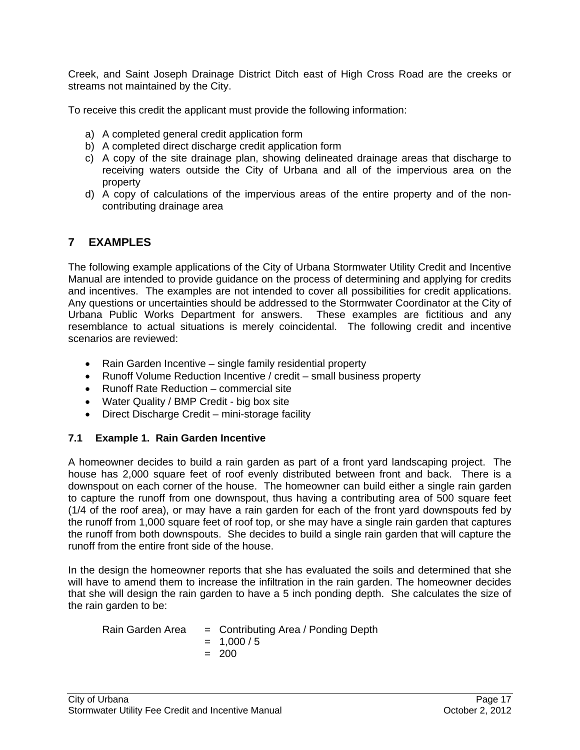Creek, and Saint Joseph Drainage District Ditch east of High Cross Road are the creeks or streams not maintained by the City.

To receive this credit the applicant must provide the following information:

a) A completed general credit application form
b) A completed direct discharge credit application form
c) A copy of the site drainage plan, showing delineated drainage areas that discharge to receiving waters outside the City of Urbana and all of the impervious area on the property
d) A copy of calculations of the impervious areas of the entire property and of the non-contributing drainage area

## 7 EXAMPLES

The following example applications of the City of Urbana Stormwater Utility Credit and Incentive Manual are intended to provide guidance on the process of determining and applying for credits and incentives. The examples are not intended to cover all possibilities for credit applications. Any questions or uncertainties should be addressed to the Stormwater Coordinator at the City of Urbana Public Works Department for answers. These examples are fictitious and any resemblance to actual situations is merely coincidental. The following credit and incentive scenarios are reviewed:

- Rain Garden Incentive – single family residential property
- Runoff Volume Reduction Incentive / credit – small business property
- Runoff Rate Reduction – commercial site
- Water Quality / BMP Credit - big box site
- Direct Discharge Credit – mini-storage facility

### 7.1 Example 1. Rain Garden Incentive

A homeowner decides to build a rain garden as part of a front yard landscaping project. The house has 2,000 square feet of roof evenly distributed between front and back. There is a downspout on each corner of the house. The homeowner can build either a single rain garden to capture the runoff from one downspout, thus having a contributing area of 500 square feet (1/4 of the roof area), or may have a rain garden for each of the front yard downspouts fed by the runoff from 1,000 square feet of roof top, or she may have a single rain garden that captures the runoff from both downspouts. She decides to build a single rain garden that will capture the runoff from the entire front side of the house.

In the design the homeowner reports that she has evaluated the soils and determined that she will have to amend them to increase the infiltration in the rain garden. The homeowner decides that she will design the rain garden to have a 5 inch ponding depth. She calculates the size of the rain garden to be:

$$
\begin{aligned}
\text{Rain Garden Area} &= \text{Contributing Area / Ponding Depth} \\
&= 1{,}000 / 5 \\
&= 200
\end{aligned}
$$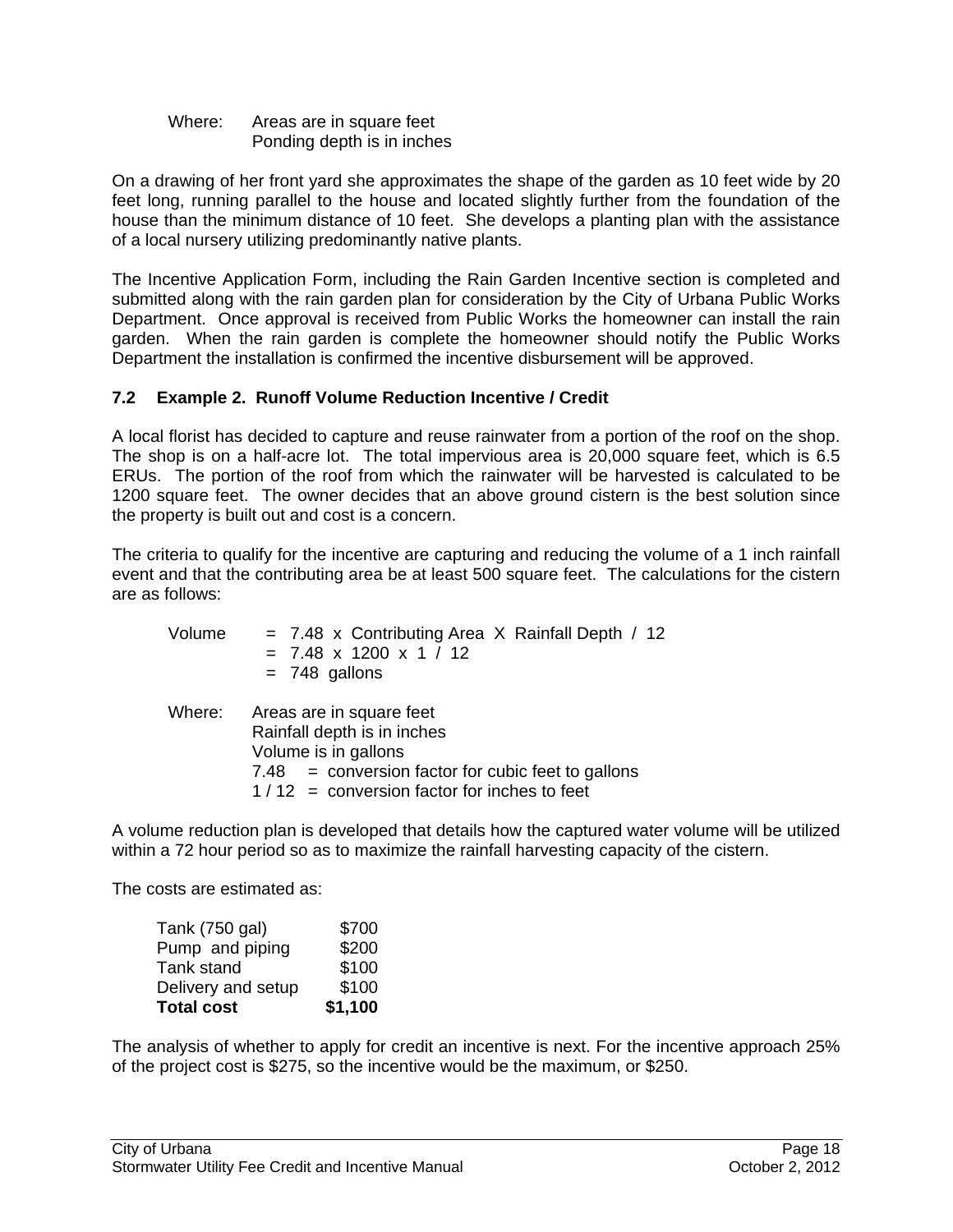Where: Areas are in square feet
Ponding depth is in inches

On a drawing of her front yard she approximates the shape of the garden as 10 feet wide by 20 feet long, running parallel to the house and located slightly further from the foundation of the house than the minimum distance of 10 feet. She develops a planting plan with the assistance of a local nursery utilizing predominantly native plants.

The Incentive Application Form, including the Rain Garden Incentive section is completed and submitted along with the rain garden plan for consideration by the City of Urbana Public Works Department. Once approval is received from Public Works the homeowner can install the rain garden. When the rain garden is complete the homeowner should notify the Public Works Department the installation is confirmed the incentive disbursement will be approved.

### 7.2 Example 2. Runoff Volume Reduction Incentive / Credit

A local florist has decided to capture and reuse rainwater from a portion of the roof on the shop. The shop is on a half-acre lot. The total impervious area is 20,000 square feet, which is 6.5 ERUs. The portion of the roof from which the rainwater will be harvested is calculated to be 1200 square feet. The owner decides that an above ground cistern is the best solution since the property is built out and cost is a concern.

The criteria to qualify for the incentive are capturing and reducing the volume of a 1 inch rainfall event and that the contributing area be at least 500 square feet. The calculations for the cistern are as follows:

$$\begin{aligned} \text{Volume} &= 7.48 \times \text{Contributing Area} \times \text{Rainfall Depth} / 12 \\ &= 7.48 \times 1200 \times 1 / 12 \\ &= 748 \text{ gallons} \end{aligned}$$

Where: Areas are in square feet
Rainfall depth is in inches
Volume is in gallons
7.48 = conversion factor for cubic feet to gallons
1 / 12 = conversion factor for inches to feet

A volume reduction plan is developed that details how the captured water volume will be utilized within a 72 hour period so as to maximize the rainfall harvesting capacity of the cistern.

The costs are estimated as:

| Item | Cost |
|---|---|
| Tank (750 gal) | $700 |
| Pump and piping | $200 |
| Tank stand | $100 |
| Delivery and setup | $100 |
| **Total cost** | **$1,100** |

The analysis of whether to apply for credit an incentive is next. For the incentive approach 25% of the project cost is $275, so the incentive would be the maximum, or $250.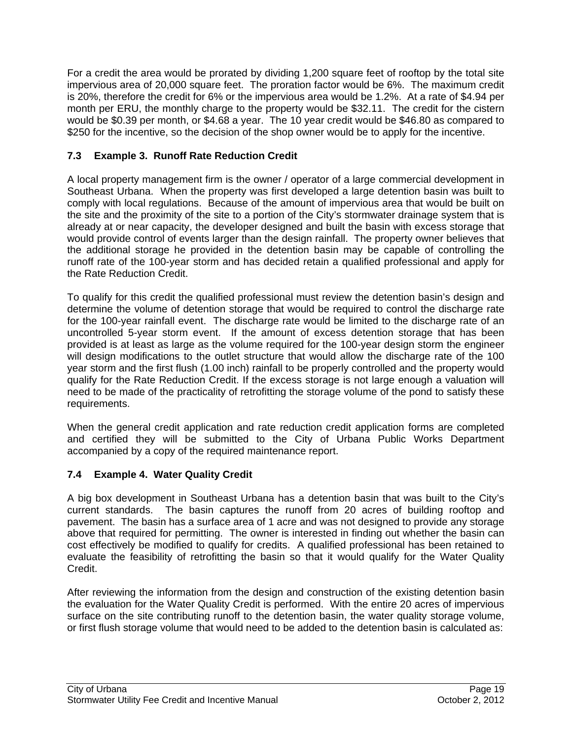For a credit the area would be prorated by dividing 1,200 square feet of rooftop by the total site impervious area of 20,000 square feet. The proration factor would be 6%. The maximum credit is 20%, therefore the credit for 6% or the impervious area would be 1.2%. At a rate of $4.94 per month per ERU, the monthly charge to the property would be $32.11. The credit for the cistern would be $0.39 per month, or $4.68 a year. The 10 year credit would be $46.80 as compared to $250 for the incentive, so the decision of the shop owner would be to apply for the incentive.

### 7.3 Example 3. Runoff Rate Reduction Credit

A local property management firm is the owner / operator of a large commercial development in Southeast Urbana. When the property was first developed a large detention basin was built to comply with local regulations. Because of the amount of impervious area that would be built on the site and the proximity of the site to a portion of the City's stormwater drainage system that is already at or near capacity, the developer designed and built the basin with excess storage that would provide control of events larger than the design rainfall. The property owner believes that the additional storage he provided in the detention basin may be capable of controlling the runoff rate of the 100-year storm and has decided retain a qualified professional and apply for the Rate Reduction Credit.

To qualify for this credit the qualified professional must review the detention basin's design and determine the volume of detention storage that would be required to control the discharge rate for the 100-year rainfall event. The discharge rate would be limited to the discharge rate of an uncontrolled 5-year storm event. If the amount of excess detention storage that has been provided is at least as large as the volume required for the 100-year design storm the engineer will design modifications to the outlet structure that would allow the discharge rate of the 100 year storm and the first flush (1.00 inch) rainfall to be properly controlled and the property would qualify for the Rate Reduction Credit. If the excess storage is not large enough a valuation will need to be made of the practicality of retrofitting the storage volume of the pond to satisfy these requirements.

When the general credit application and rate reduction credit application forms are completed and certified they will be submitted to the City of Urbana Public Works Department accompanied by a copy of the required maintenance report.

### 7.4 Example 4. Water Quality Credit

A big box development in Southeast Urbana has a detention basin that was built to the City's current standards. The basin captures the runoff from 20 acres of building rooftop and pavement. The basin has a surface area of 1 acre and was not designed to provide any storage above that required for permitting. The owner is interested in finding out whether the basin can cost effectively be modified to qualify for credits. A qualified professional has been retained to evaluate the feasibility of retrofitting the basin so that it would qualify for the Water Quality Credit.

After reviewing the information from the design and construction of the existing detention basin the evaluation for the Water Quality Credit is performed. With the entire 20 acres of impervious surface on the site contributing runoff to the detention basin, the water quality storage volume, or first flush storage volume that would need to be added to the detention basin is calculated as: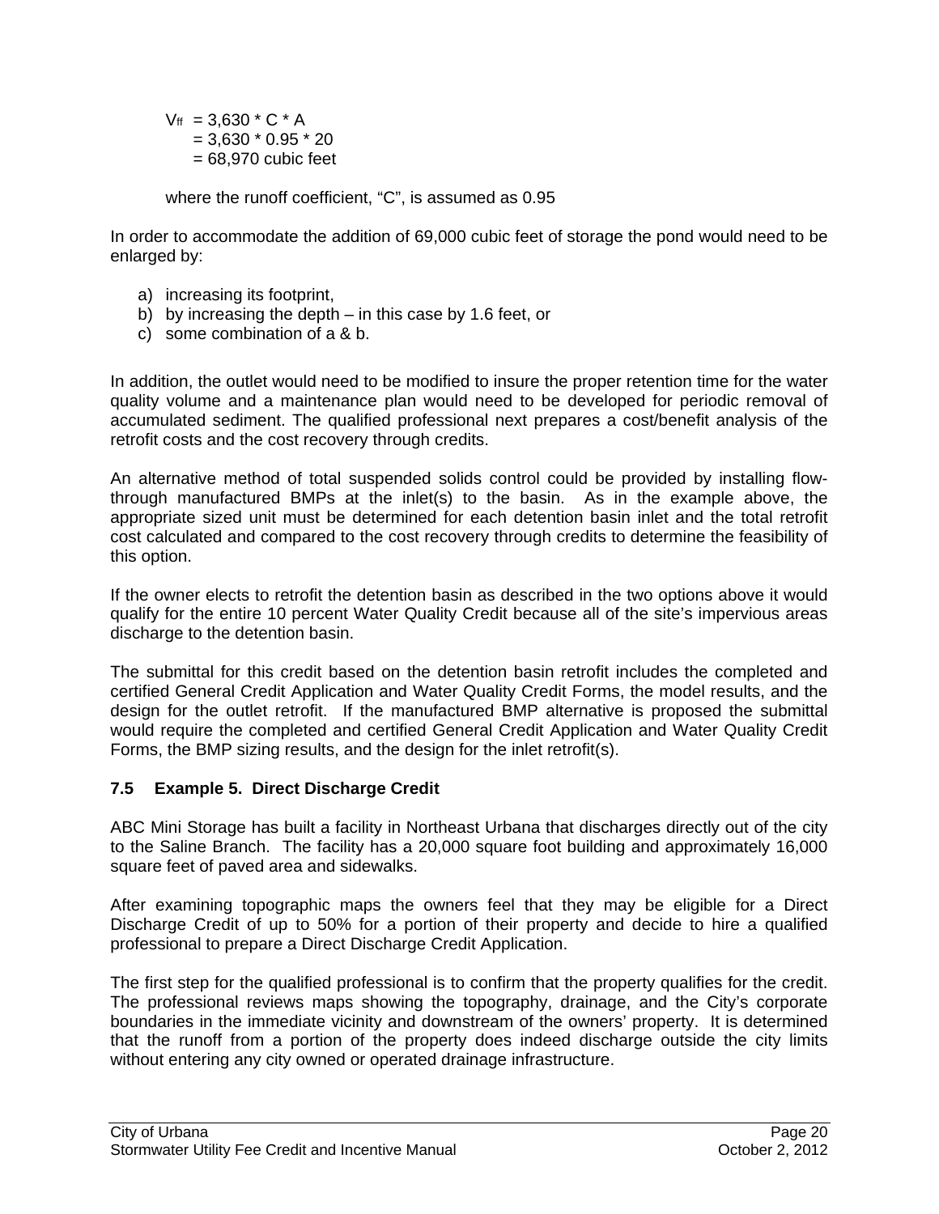$$
\begin{aligned}
V_{ff} &= 3{,}630 * C * A \\
&= 3{,}630 * 0.95 * 20 \\
&= 68{,}970 \text{ cubic feet}
\end{aligned}
$$

where the runoff coefficient, "C", is assumed as 0.95

In order to accommodate the addition of 69,000 cubic feet of storage the pond would need to be enlarged by:

a) increasing its footprint,
b) by increasing the depth – in this case by 1.6 feet, or
c) some combination of a & b.

In addition, the outlet would need to be modified to insure the proper retention time for the water quality volume and a maintenance plan would need to be developed for periodic removal of accumulated sediment. The qualified professional next prepares a cost/benefit analysis of the retrofit costs and the cost recovery through credits.

An alternative method of total suspended solids control could be provided by installing flow-through manufactured BMPs at the inlet(s) to the basin. As in the example above, the appropriate sized unit must be determined for each detention basin inlet and the total retrofit cost calculated and compared to the cost recovery through credits to determine the feasibility of this option.

If the owner elects to retrofit the detention basin as described in the two options above it would qualify for the entire 10 percent Water Quality Credit because all of the site's impervious areas discharge to the detention basin.

The submittal for this credit based on the detention basin retrofit includes the completed and certified General Credit Application and Water Quality Credit Forms, the model results, and the design for the outlet retrofit. If the manufactured BMP alternative is proposed the submittal would require the completed and certified General Credit Application and Water Quality Credit Forms, the BMP sizing results, and the design for the inlet retrofit(s).

### 7.5 Example 5. Direct Discharge Credit

ABC Mini Storage has built a facility in Northeast Urbana that discharges directly out of the city to the Saline Branch. The facility has a 20,000 square foot building and approximately 16,000 square feet of paved area and sidewalks.

After examining topographic maps the owners feel that they may be eligible for a Direct Discharge Credit of up to 50% for a portion of their property and decide to hire a qualified professional to prepare a Direct Discharge Credit Application.

The first step for the qualified professional is to confirm that the property qualifies for the credit. The professional reviews maps showing the topography, drainage, and the City's corporate boundaries in the immediate vicinity and downstream of the owners' property. It is determined that the runoff from a portion of the property does indeed discharge outside the city limits without entering any city owned or operated drainage infrastructure.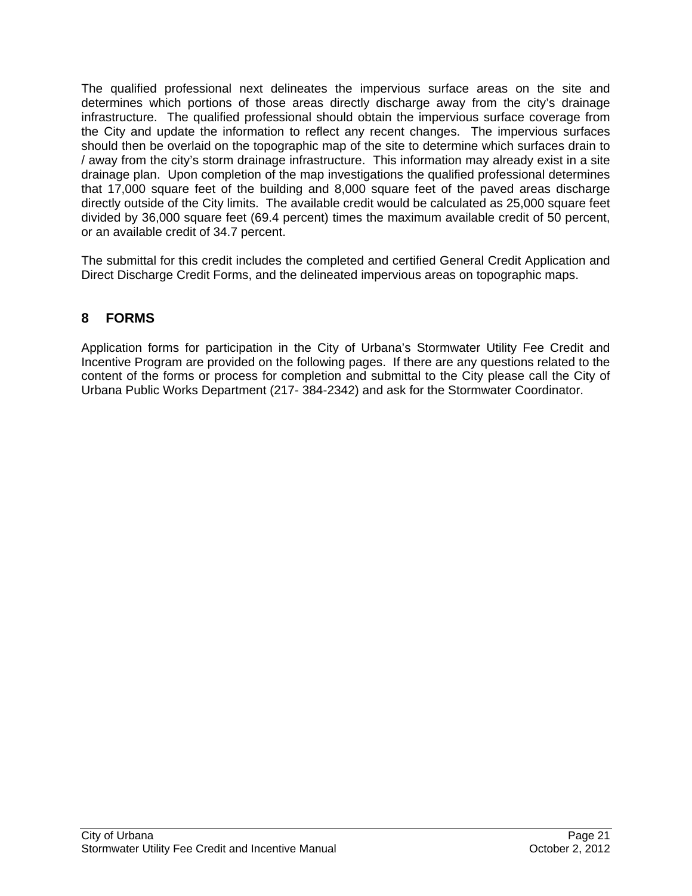The qualified professional next delineates the impervious surface areas on the site and determines which portions of those areas directly discharge away from the city's drainage infrastructure. The qualified professional should obtain the impervious surface coverage from the City and update the information to reflect any recent changes. The impervious surfaces should then be overlaid on the topographic map of the site to determine which surfaces drain to / away from the city's storm drainage infrastructure. This information may already exist in a site drainage plan. Upon completion of the map investigations the qualified professional determines that 17,000 square feet of the building and 8,000 square feet of the paved areas discharge directly outside of the City limits. The available credit would be calculated as 25,000 square feet divided by 36,000 square feet (69.4 percent) times the maximum available credit of 50 percent, or an available credit of 34.7 percent.

The submittal for this credit includes the completed and certified General Credit Application and Direct Discharge Credit Forms, and the delineated impervious areas on topographic maps.

# 8 FORMS

Application forms for participation in the City of Urbana's Stormwater Utility Fee Credit and Incentive Program are provided on the following pages. If there are any questions related to the content of the forms or process for completion and submittal to the City please call the City of Urbana Public Works Department (217- 384-2342) and ask for the Stormwater Coordinator.